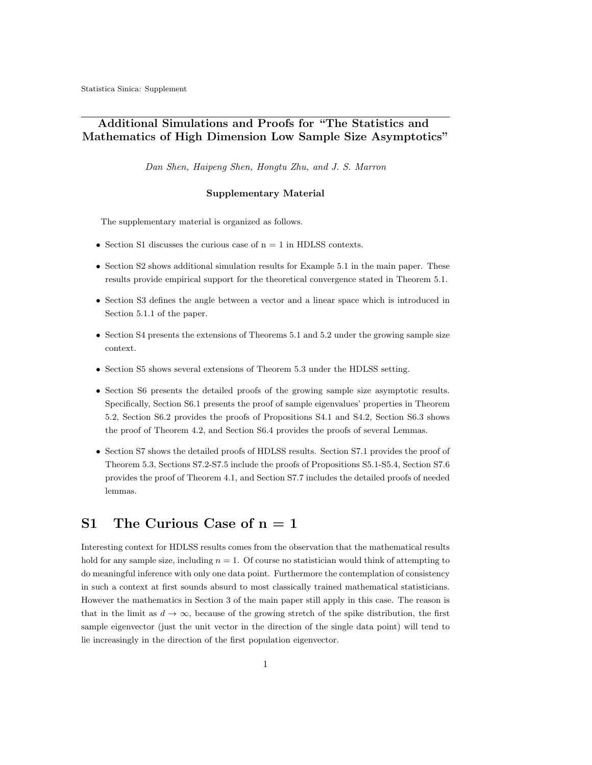# Additional Simulations and Proofs for "The Statistics and Mathematics of High Dimension Low Sample Size Asymptotics"

*Dan Shen, Haipeng Shen, Hongtu Zhu, and J. S. Marron*

**Supplementary Material**

The supplementary material is organized as follows.

- Section S1 discusses the curious case of n = 1 in HDLSS contexts.
- Section S2 shows additional simulation results for Example 5.1 in the main paper. These results provide empirical support for the theoretical convergence stated in Theorem 5.1.
- Section S3 defines the angle between a vector and a linear space which is introduced in Section 5.1.1 of the paper.
- Section S4 presents the extensions of Theorems 5.1 and 5.2 under the growing sample size context.
- Section S5 shows several extensions of Theorem 5.3 under the HDLSS setting.
- Section S6 presents the detailed proofs of the growing sample size asymptotic results. Specifically, Section S6.1 presents the proof of sample eigenvalues' properties in Theorem 5.2, Section S6.2 provides the proofs of Propositions S4.1 and S4.2, Section S6.3 shows the proof of Theorem 4.2, and Section S6.4 provides the proofs of several Lemmas.
- Section S7 shows the detailed proofs of HDLSS results. Section S7.1 provides the proof of Theorem 5.3, Sections S7.2-S7.5 include the proofs of Propositions S5.1-S5.4, Section S7.6 provides the proof of Theorem 4.1, and Section S7.7 includes the detailed proofs of needed lemmas.

# S1 The Curious Case of n = 1

Interesting context for HDLSS results comes from the observation that the mathematical results hold for any sample size, including $n = 1$. Of course no statistician would think of attempting to do meaningful inference with only one data point. Furthermore the contemplation of consistency in such a context at first sounds absurd to most classically trained mathematical statisticians. However the mathematics in Section 3 of the main paper still apply in this case. The reason is that in the limit as $d \to \infty$, because of the growing stretch of the spike distribution, the first sample eigenvector (just the unit vector in the direction of the single data point) will tend to lie increasingly in the direction of the first population eigenvector.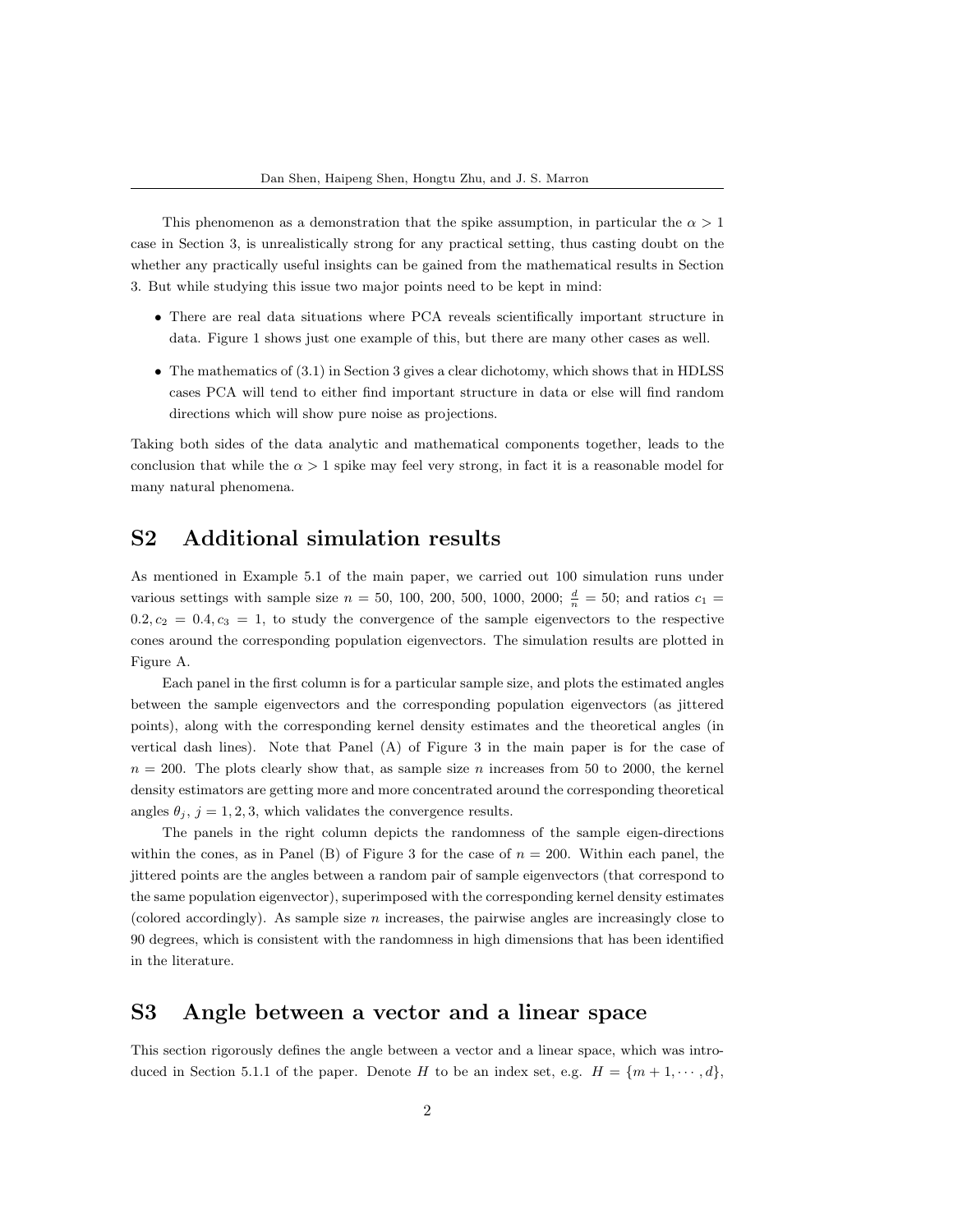This phenomenon as a demonstration that the spike assumption, in particular the $\alpha > 1$ case in Section 3, is unrealistically strong for any practical setting, thus casting doubt on the whether any practically useful insights can be gained from the mathematical results in Section 3. But while studying this issue two major points need to be kept in mind:

- There are real data situations where PCA reveals scientifically important structure in data. Figure 1 shows just one example of this, but there are many other cases as well.
- The mathematics of (3.1) in Section 3 gives a clear dichotomy, which shows that in HDLSS cases PCA will tend to either find important structure in data or else will find random directions which will show pure noise as projections.

Taking both sides of the data analytic and mathematical components together, leads to the conclusion that while the $\alpha > 1$ spike may feel very strong, in fact it is a reasonable model for many natural phenomena.

## S2 Additional simulation results

As mentioned in Example 5.1 of the main paper, we carried out 100 simulation runs under various settings with sample size $n$ = 50, 100, 200, 500, 1000, 2000; $\frac{d}{n} = 50$; and ratios $c_1 = 0.2, c_2 = 0.4, c_3 = 1$, to study the convergence of the sample eigenvectors to the respective cones around the corresponding population eigenvectors. The simulation results are plotted in Figure A.

Each panel in the first column is for a particular sample size, and plots the estimated angles between the sample eigenvectors and the corresponding population eigenvectors (as jittered points), along with the corresponding kernel density estimates and the theoretical angles (in vertical dash lines). Note that Panel (A) of Figure 3 in the main paper is for the case of $n = 200$. The plots clearly show that, as sample size $n$ increases from 50 to 2000, the kernel density estimators are getting more and more concentrated around the corresponding theoretical angles $\theta_j$, $j = 1, 2, 3$, which validates the convergence results.

The panels in the right column depicts the randomness of the sample eigen-directions within the cones, as in Panel (B) of Figure 3 for the case of $n = 200$. Within each panel, the jittered points are the angles between a random pair of sample eigenvectors (that correspond to the same population eigenvector), superimposed with the corresponding kernel density estimates (colored accordingly). As sample size $n$ increases, the pairwise angles are increasingly close to 90 degrees, which is consistent with the randomness in high dimensions that has been identified in the literature.

## S3 Angle between a vector and a linear space

This section rigorously defines the angle between a vector and a linear space, which was introduced in Section 5.1.1 of the paper. Denote $H$ to be an index set, e.g. $H = \{m+1, \cdots, d\}$,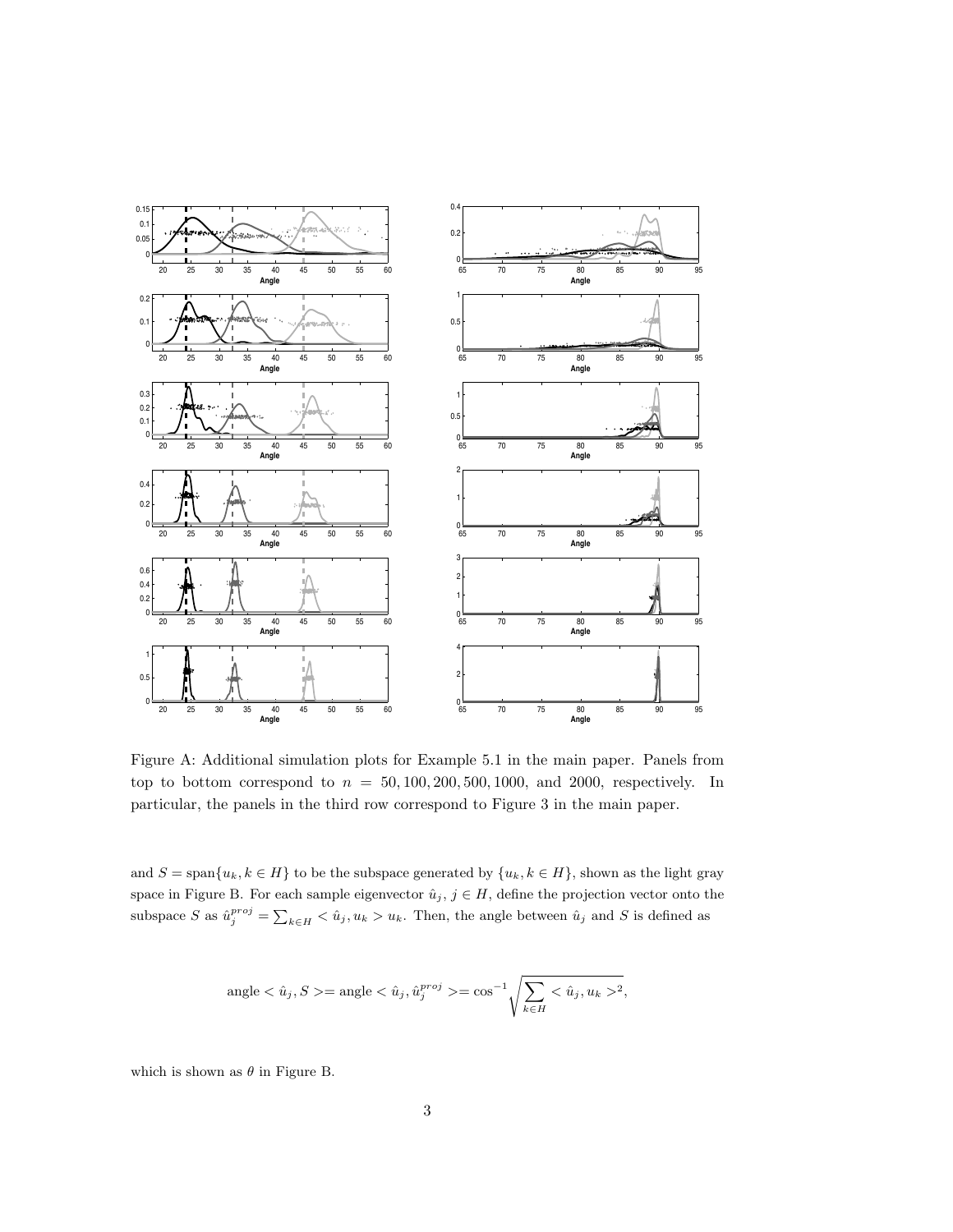Figure A: Additional simulation plots for Example 5.1 in the main paper. Panels from top to bottom correspond to $n = 50, 100, 200, 500, 1000$, and $2000$, respectively. In particular, the panels in the third row correspond to Figure 3 in the main paper.

and $S = \text{span}\{u_k, k \in H\}$ to be the subspace generated by $\{u_k, k \in H\}$, shown as the light gray space in Figure B. For each sample eigenvector $\hat{u}_j$, $j \in H$, define the projection vector onto the subspace $S$ as $\hat{u}_j^{proj} = \sum_{k \in H} < \hat{u}_j, u_k > u_k$. Then, the angle between $\hat{u}_j$ and $S$ is defined as

$$\text{angle} < \hat{u}_j, S >= \text{angle} < \hat{u}_j, \hat{u}_j^{proj} >= \cos^{-1} \sqrt{\sum_{k \in H} < \hat{u}_j, u_k >^2},$$

which is shown as $\theta$ in Figure B.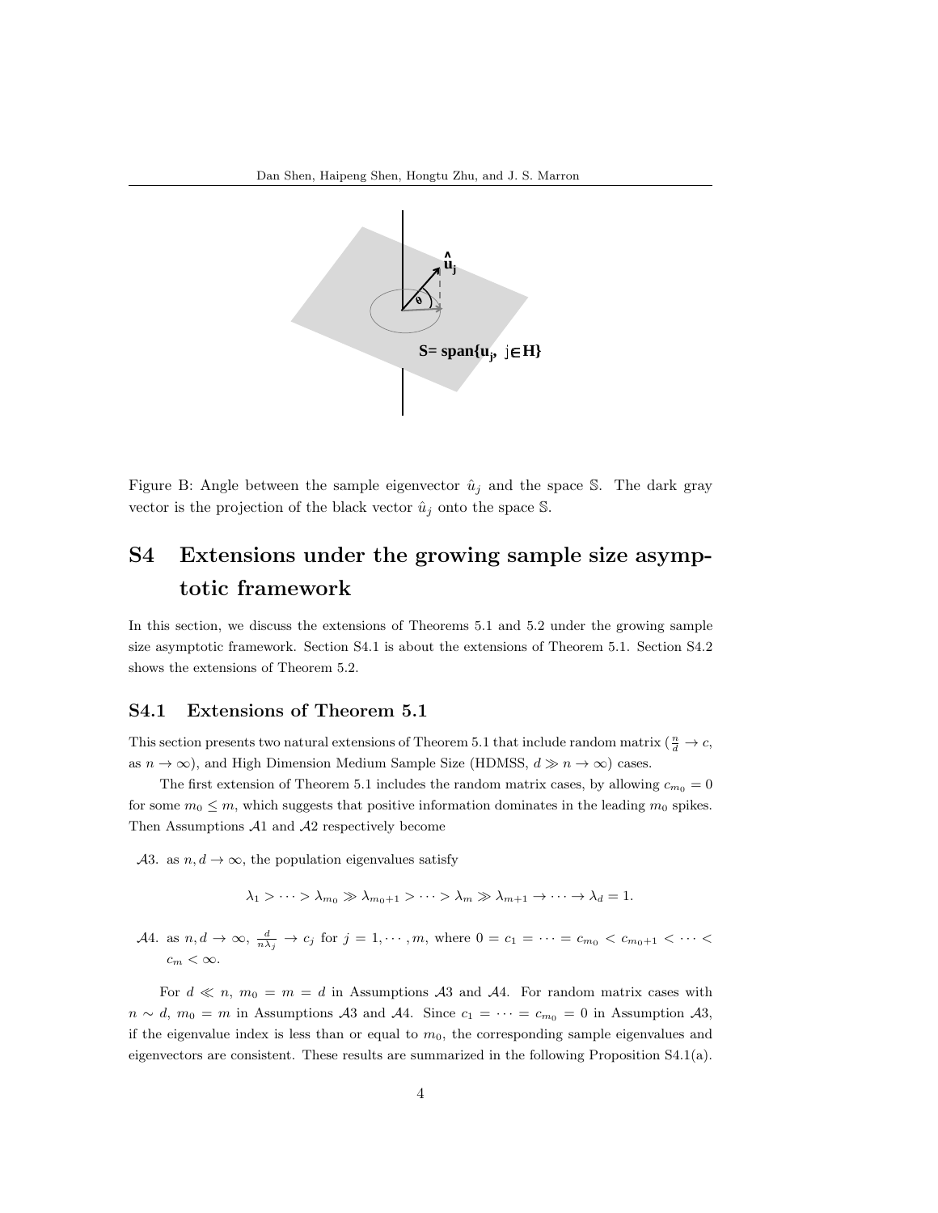Figure B: Angle between the sample eigenvector $\hat{u}_j$ and the space $\mathbb{S}$. The dark gray vector is the projection of the black vector $\hat{u}_j$ onto the space $\mathbb{S}$.

# S4 Extensions under the growing sample size asymptotic framework

In this section, we discuss the extensions of Theorems 5.1 and 5.2 under the growing sample size asymptotic framework. Section S4.1 is about the extensions of Theorem 5.1. Section S4.2 shows the extensions of Theorem 5.2.

## S4.1 Extensions of Theorem 5.1

This section presents two natural extensions of Theorem 5.1 that include random matrix ($\frac{n}{d} \to c$, as $n \to \infty$), and High Dimension Medium Sample Size (HDMSS, $d \gg n \to \infty$) cases.

The first extension of Theorem 5.1 includes the random matrix cases, by allowing $c_{m_0} = 0$ for some $m_0 \leq m$, which suggests that positive information dominates in the leading $m_0$ spikes. Then Assumptions $\mathcal{A}1$ and $\mathcal{A}2$ respectively become

- $\mathcal{A}3$. as $n, d \to \infty$, the population eigenvalues satisfy

$$\lambda_1 > \cdots > \lambda_{m_0} \gg \lambda_{m_0+1} > \cdots > \lambda_m \gg \lambda_{m+1} \to \cdots \to \lambda_d = 1.$$

- $\mathcal{A}4$. as $n, d \to \infty$, $\frac{d}{n\lambda_j} \to c_j$ for $j = 1, \cdots, m$, where $0 = c_1 = \cdots = c_{m_0} < c_{m_0+1} < \cdots < c_m < \infty$.

For $d \ll n$, $m_0 = m = d$ in Assumptions $\mathcal{A}3$ and $\mathcal{A}4$. For random matrix cases with $n \sim d$, $m_0 = m$ in Assumptions $\mathcal{A}3$ and $\mathcal{A}4$. Since $c_1 = \cdots = c_{m_0} = 0$ in Assumption $\mathcal{A}3$, if the eigenvalue index is less than or equal to $m_0$, the corresponding sample eigenvalues and eigenvectors are consistent. These results are summarized in the following Proposition S4.1(a).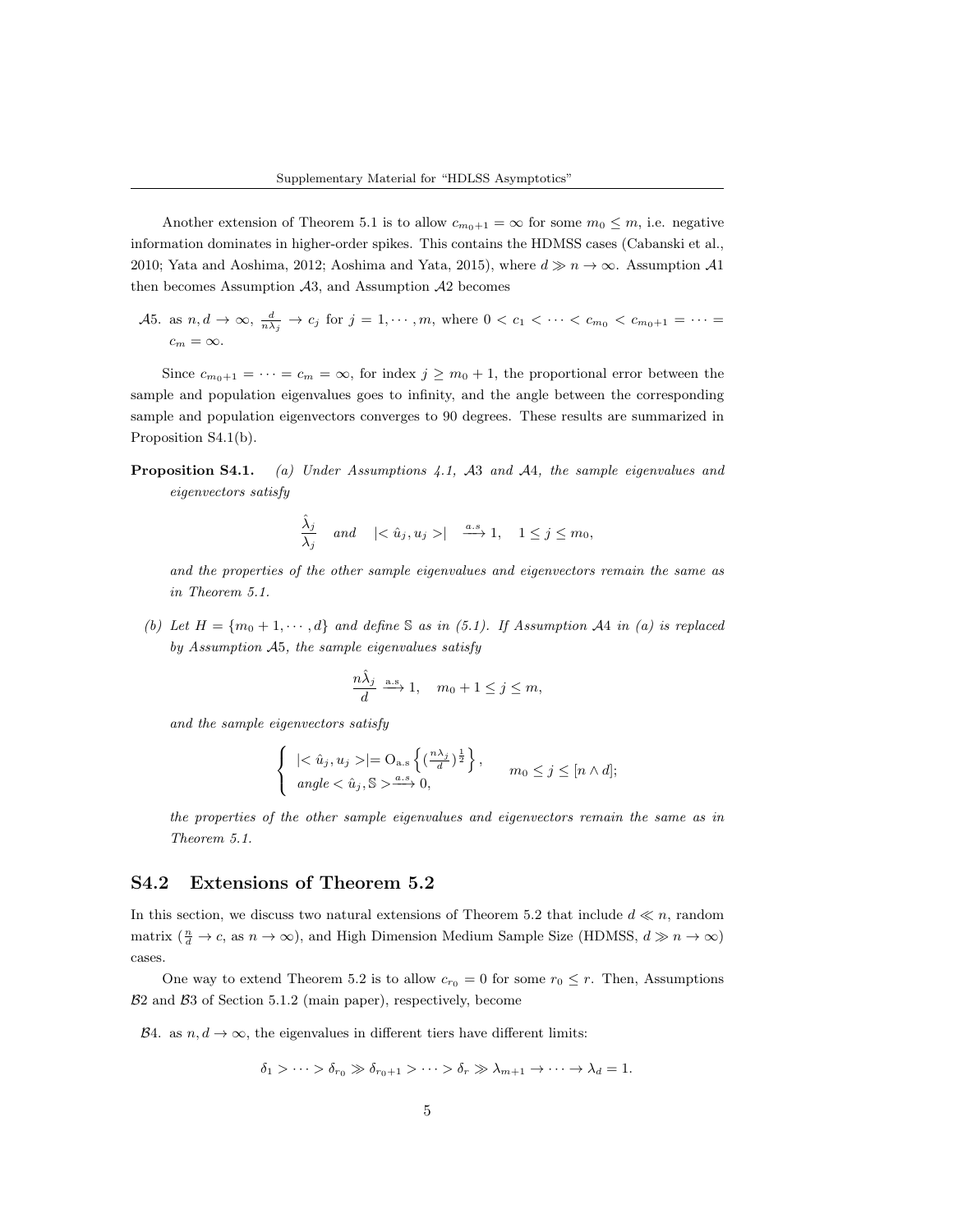Another extension of Theorem 5.1 is to allow $c_{m_0+1} = \infty$ for some $m_0 \leq m$, i.e. negative information dominates in higher-order spikes. This contains the HDMSS cases (Cabanski et al., 2010; Yata and Aoshima, 2012; Aoshima and Yata, 2015), where $d \gg n \to \infty$. Assumption $\mathcal{A}1$ then becomes Assumption $\mathcal{A}3$, and Assumption $\mathcal{A}2$ becomes

$\mathcal{A}5$. as $n, d \to \infty$, $\frac{d}{n\lambda_j} \to c_j$ for $j = 1, \cdots, m$, where $0 < c_1 < \cdots < c_{m_0} < c_{m_0+1} = \cdots = c_m = \infty$.

Since $c_{m_0+1} = \cdots = c_m = \infty$, for index $j \geq m_0 + 1$, the proportional error between the sample and population eigenvalues goes to infinity, and the angle between the corresponding sample and population eigenvectors converges to 90 degrees. These results are summarized in Proposition S4.1(b).

**Proposition S4.1.** *(a) Under Assumptions 4.1, $\mathcal{A}3$ and $\mathcal{A}4$, the sample eigenvalues and eigenvectors satisfy*

$$\frac{\hat{\lambda}_j}{\lambda_j} \quad and \quad |< \hat{u}_j, u_j >| \quad \xrightarrow{a.s} 1, \quad 1 \leq j \leq m_0,$$

*and the properties of the other sample eigenvalues and eigenvectors remain the same as in Theorem 5.1.*

*(b) Let $H = \{m_0 + 1, \cdots, d\}$ and define $\mathbb{S}$ as in (5.1). If Assumption $\mathcal{A}4$ in (a) is replaced by Assumption $\mathcal{A}5$, the sample eigenvalues satisfy*

$$\frac{n\hat{\lambda}_j}{d} \xrightarrow{\text{a.s}} 1, \quad m_0 + 1 \leq j \leq m,$$

*and the sample eigenvectors satisfy*

$$\begin{cases} |< \hat{u}_j, u_j >| = \mathrm{O}_{\text{a.s}}\left\{ (\frac{n\lambda_j}{d})^{\frac{1}{2}} \right\}, \\ angle < \hat{u}_j, \mathbb{S} > \xrightarrow{a.s} 0, \end{cases} \quad m_0 \leq j \leq [n \wedge d];$$

*the properties of the other sample eigenvalues and eigenvectors remain the same as in Theorem 5.1.*

## S4.2 Extensions of Theorem 5.2

In this section, we discuss two natural extensions of Theorem 5.2 that include $d \ll n$, random matrix ($\frac{n}{d} \to c$, as $n \to \infty$), and High Dimension Medium Sample Size (HDMSS, $d \gg n \to \infty$) cases.

One way to extend Theorem 5.2 is to allow $c_{r_0} = 0$ for some $r_0 \leq r$. Then, Assumptions $\mathcal{B}2$ and $\mathcal{B}3$ of Section 5.1.2 (main paper), respectively, become

$\mathcal{B}4$. as $n, d \to \infty$, the eigenvalues in different tiers have different limits:

$$\delta_1 > \cdots > \delta_{r_0} \gg \delta_{r_0+1} > \cdots > \delta_r \gg \lambda_{m+1} \to \cdots \to \lambda_d = 1.$$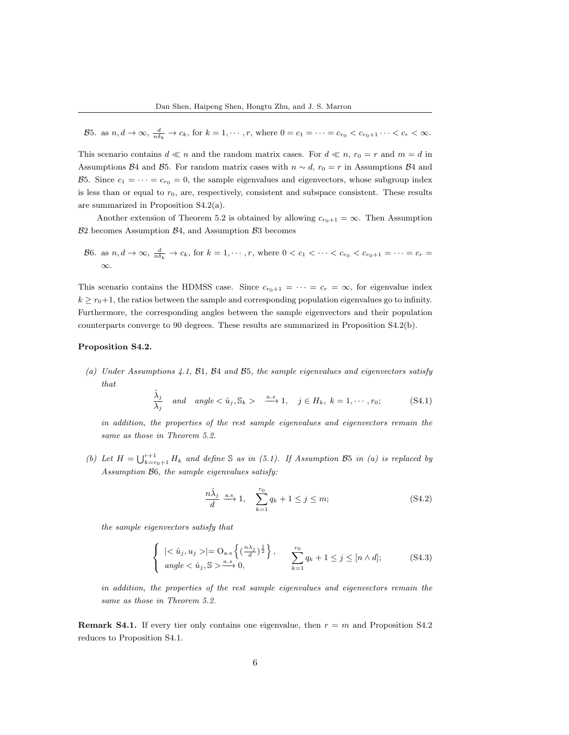$\mathcal{B}5$. as $n, d \to \infty$, $\frac{d}{n\delta_k} \to c_k$, for $k = 1, \cdots, r$, where $0 = c_1 = \cdots = c_{r_0} < c_{r_0+1} \cdots < c_r < \infty$.

This scenario contains $d \ll n$ and the random matrix cases. For $d \ll n$, $r_0 = r$ and $m = d$ in Assumptions $\mathcal{B}4$ and $\mathcal{B}5$. For random matrix cases with $n \sim d$, $r_0 = r$ in Assumptions $\mathcal{B}4$ and $\mathcal{B}5$. Since $c_1 = \cdots = c_{r_0} = 0$, the sample eigenvalues and eigenvectors, whose subgroup index is less than or equal to $r_0$, are, respectively, consistent and subspace consistent. These results are summarized in Proposition S4.2(a).

Another extension of Theorem 5.2 is obtained by allowing $c_{r_0+1} = \infty$. Then Assumption $\mathcal{B}2$ becomes Assumption $\mathcal{B}4$, and Assumption $\mathcal{B}3$ becomes

$\mathcal{B}6$. as $n, d \to \infty$, $\frac{d}{n\delta_k} \to c_k$, for $k = 1, \cdots, r$, where $0 < c_1 < \cdots < c_{r_0} < c_{r_0+1} = \cdots = c_r = \infty$.

This scenario contains the HDMSS case. Since $c_{r_0+1} = \cdots = c_r = \infty$, for eigenvalue index $k \geq r_0+1$, the ratios between the sample and corresponding population eigenvalues go to infinity. Furthermore, the corresponding angles between the sample eigenvectors and their population counterparts converge to 90 degrees. These results are summarized in Proposition S4.2(b).

**Proposition S4.2.**

*(a) Under Assumptions 4.1, $\mathcal{B}1$, $\mathcal{B}4$ and $\mathcal{B}5$, the sample eigenvalues and eigenvectors satisfy that*

$$\frac{\hat{\lambda}_j}{\lambda_j} \quad and \quad angle < \hat{u}_j, \mathbb{S}_k > \quad \xrightarrow{a.s} 1, \quad j \in H_k, \ k = 1, \cdots, r_0; \tag{S4.1}$$

*in addition, the properties of the rest sample eigenvalues and eigenvectors remain the same as those in Theorem 5.2.*

*(b) Let $H = \bigcup_{k=r_0+1}^{r+1} H_k$ and define $\mathbb{S}$ as in (5.1). If Assumption $\mathcal{B}5$ in (a) is replaced by Assumption $\mathcal{B}6$, the sample eigenvalues satisfy:*

$$\frac{n\hat{\lambda}_j}{d} \xrightarrow{\text{a.s}} 1, \quad \sum_{k=1}^{r_0} q_k + 1 \leq j \leq m; \tag{S4.2}$$

*the sample eigenvectors satisfy that*

$$\begin{cases} |< \hat{u}_j, u_j >| = \mathrm{O}_{\text{a.s}}\left\{ (\frac{n\lambda_j}{d})^{\frac{1}{2}} \right\}, \\ angle < \hat{u}_j, \mathbb{S} > \xrightarrow{a.s} 0, \end{cases} \quad \sum_{k=1}^{r_0} q_k + 1 \leq j \leq [n \wedge d]; \tag{S4.3}$$

*in addition, the properties of the rest sample eigenvalues and eigenvectors remain the same as those in Theorem 5.2.*

**Remark S4.1.** If every tier only contains one eigenvalue, then $r = m$ and Proposition S4.2 reduces to Proposition S4.1.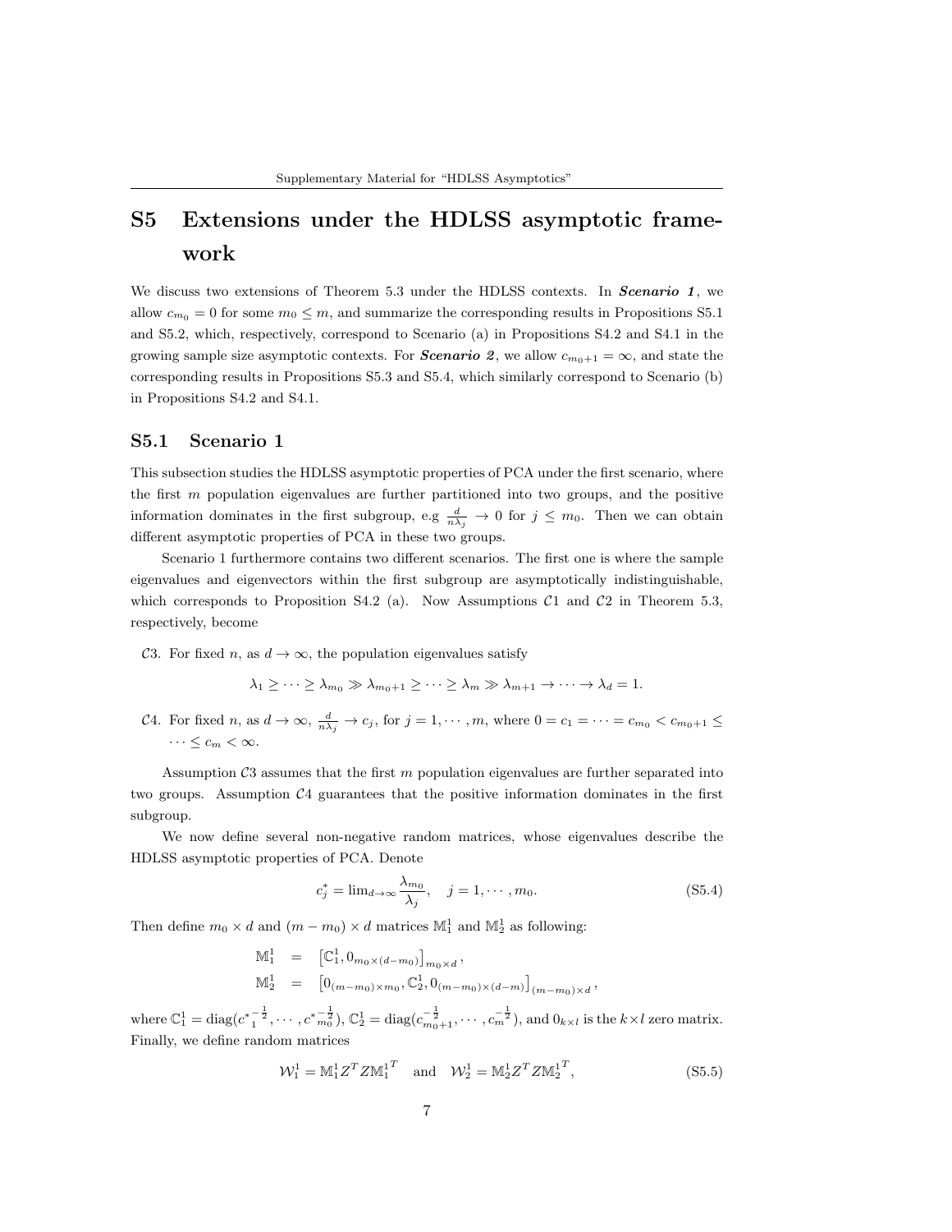# S5 Extensions under the HDLSS asymptotic framework

We discuss two extensions of Theorem 5.3 under the HDLSS contexts. In ***Scenario 1***, we allow $c_{m_0} = 0$ for some $m_0 \le m$, and summarize the corresponding results in Propositions S5.1 and S5.2, which, respectively, correspond to Scenario (a) in Propositions S4.2 and S4.1 in the growing sample size asymptotic contexts. For ***Scenario 2***, we allow $c_{m_0+1} = \infty$, and state the corresponding results in Propositions S5.3 and S5.4, which similarly correspond to Scenario (b) in Propositions S4.2 and S4.1.

## S5.1 Scenario 1

This subsection studies the HDLSS asymptotic properties of PCA under the first scenario, where the first $m$ population eigenvalues are further partitioned into two groups, and the positive information dominates in the first subgroup, e.g $\frac{d}{n\lambda_j} \to 0$ for $j \le m_0$. Then we can obtain different asymptotic properties of PCA in these two groups.

Scenario 1 furthermore contains two different scenarios. The first one is where the sample eigenvalues and eigenvectors within the first subgroup are asymptotically indistinguishable, which corresponds to Proposition S4.2 (a). Now Assumptions $\mathcal{C}1$ and $\mathcal{C}2$ in Theorem 5.3, respectively, become

$\mathcal{C}3$. For fixed $n$, as $d \to \infty$, the population eigenvalues satisfy

$$\lambda_1 \ge \cdots \ge \lambda_{m_0} \gg \lambda_{m_0+1} \ge \cdots \ge \lambda_m \gg \lambda_{m+1} \to \cdots \to \lambda_d = 1.$$

$\mathcal{C}4$. For fixed $n$, as $d \to \infty$, $\frac{d}{n\lambda_j} \to c_j$, for $j = 1, \cdots, m$, where $0 = c_1 = \cdots = c_{m_0} < c_{m_0+1} \le \cdots \le c_m < \infty$.

Assumption $\mathcal{C}3$ assumes that the first $m$ population eigenvalues are further separated into two groups. Assumption $\mathcal{C}4$ guarantees that the positive information dominates in the first subgroup.

We now define several non-negative random matrices, whose eigenvalues describe the HDLSS asymptotic properties of PCA. Denote

$$c_j^* = \lim_{d\to\infty} \frac{\lambda_{m_0}}{\lambda_j}, \quad j = 1, \cdots, m_0. \tag{S5.4}$$

Then define $m_0 \times d$ and $(m - m_0) \times d$ matrices $\mathbb{M}_1^1$ and $\mathbb{M}_2^1$ as following:

$$\begin{aligned} \mathbb{M}_1^1 &= \left[\mathbb{C}_1^1, 0_{m_0\times(d-m_0)}\right]_{m_0\times d}, \\ \mathbb{M}_2^1 &= \left[0_{(m-m_0)\times m_0}, \mathbb{C}_2^1, 0_{(m-m_0)\times(d-m)}\right]_{(m-m_0)\times d}, \end{aligned}$$

where $\mathbb{C}_1^1 = \mathrm{diag}({c^*_1}^{-\frac{1}{2}}, \cdots, {c^*_{m_0}}^{-\frac{1}{2}})$, $\mathbb{C}_2^1 = \mathrm{diag}(c_{m_0+1}^{-\frac{1}{2}}, \cdots, c_m^{-\frac{1}{2}})$, and $0_{k\times l}$ is the $k\times l$ zero matrix. Finally, we define random matrices

$$\mathcal{W}_1^1 = \mathbb{M}_1^1 Z^T Z {\mathbb{M}_1^1}^T \quad \text{and} \quad \mathcal{W}_2^1 = \mathbb{M}_2^1 Z^T Z {\mathbb{M}_2^1}^T, \tag{S5.5}$$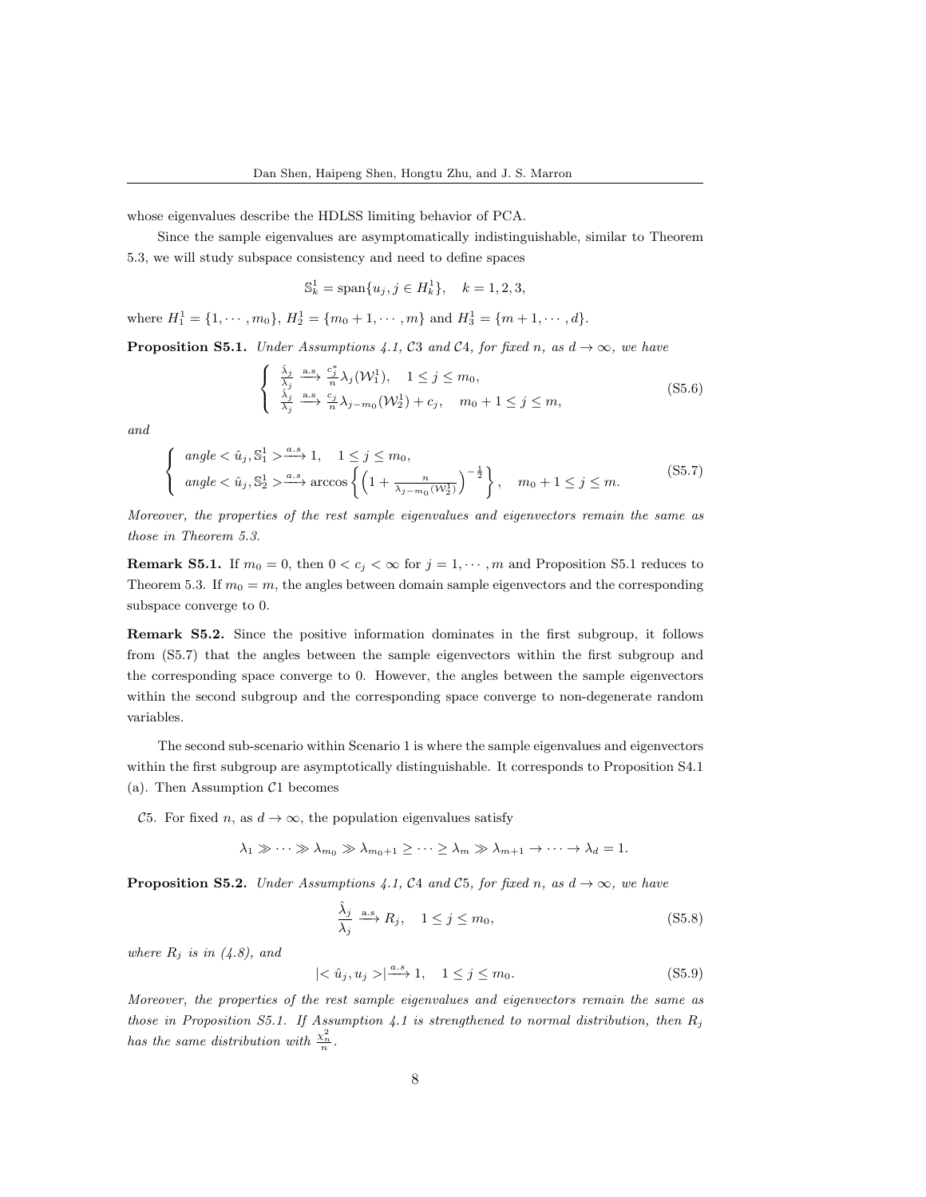whose eigenvalues describe the HDLSS limiting behavior of PCA.

Since the sample eigenvalues are asymptomatically indistinguishable, similar to Theorem 5.3, we will study subspace consistency and need to define spaces

$$\mathbb{S}_k^1 = \text{span}\{u_j, j \in H_k^1\}, \quad k = 1, 2, 3,$$

where $H_1^1 = \{1, \cdots, m_0\}$, $H_2^1 = \{m_0 + 1, \cdots, m\}$ and $H_3^1 = \{m + 1, \cdots, d\}$.

**Proposition S5.1.** *Under Assumptions 4.1, $\mathcal{C}3$ and $\mathcal{C}4$, for fixed $n$, as $d \to \infty$, we have*

$$\begin{cases} \frac{\hat{\lambda}_j}{\lambda_j} \xrightarrow{\text{a.s}} \frac{c_j^*}{n} \lambda_j(\mathcal{W}_1^1), & 1 \le j \le m_0, \\ \frac{\hat{\lambda}_j}{\lambda_j} \xrightarrow{\text{a.s}} \frac{c_j}{n} \lambda_{j-m_0}(\mathcal{W}_2^1) + c_j, & m_0 + 1 \le j \le m, \end{cases} \tag{S5.6}$$

*and*

$$\begin{cases} \text{angle} < \hat{u}_j, \mathbb{S}_1^1 > \xrightarrow{a.s} 1, & 1 \le j \le m_0, \\ \text{angle} < \hat{u}_j, \mathbb{S}_2^1 > \xrightarrow{a.s} \arccos\left\{ \left(1 + \frac{n}{\lambda_{j-m_0}(\mathcal{W}_2^1)}\right)^{-\frac{1}{2}} \right\}, & m_0 + 1 \le j \le m. \end{cases} \tag{S5.7}$$

*Moreover, the properties of the rest sample eigenvalues and eigenvectors remain the same as those in Theorem 5.3.*

**Remark S5.1.** If $m_0 = 0$, then $0 < c_j < \infty$ for $j = 1, \cdots, m$ and Proposition S5.1 reduces to Theorem 5.3. If $m_0 = m$, the angles between domain sample eigenvectors and the corresponding subspace converge to 0.

**Remark S5.2.** Since the positive information dominates in the first subgroup, it follows from (S5.7) that the angles between the sample eigenvectors within the first subgroup and the corresponding space converge to 0. However, the angles between the sample eigenvectors within the second subgroup and the corresponding space converge to non-degenerate random variables.

The second sub-scenario within Scenario 1 is where the sample eigenvalues and eigenvectors within the first subgroup are asymptotically distinguishable. It corresponds to Proposition S4.1 (a). Then Assumption $\mathcal{C}1$ becomes

$\mathcal{C}5$. For fixed $n$, as $d \to \infty$, the population eigenvalues satisfy

$$\lambda_1 \gg \cdots \gg \lambda_{m_0} \gg \lambda_{m_0+1} \ge \cdots \ge \lambda_m \gg \lambda_{m+1} \to \cdots \to \lambda_d = 1.$$

**Proposition S5.2.** *Under Assumptions 4.1, $\mathcal{C}4$ and $\mathcal{C}5$, for fixed $n$, as $d \to \infty$, we have*

$$\frac{\hat{\lambda}_j}{\lambda_j} \xrightarrow{\text{a.s}} R_j, \quad 1 \le j \le m_0, \tag{S5.8}$$

*where $R_j$ is in (4.8), and*

$$|< \hat{u}_j, u_j >| \xrightarrow{a.s} 1, \quad 1 \le j \le m_0. \tag{S5.9}$$

*Moreover, the properties of the rest sample eigenvalues and eigenvectors remain the same as those in Proposition S5.1. If Assumption 4.1 is strengthened to normal distribution, then $R_j$ has the same distribution with $\frac{\chi_n^2}{n}$.*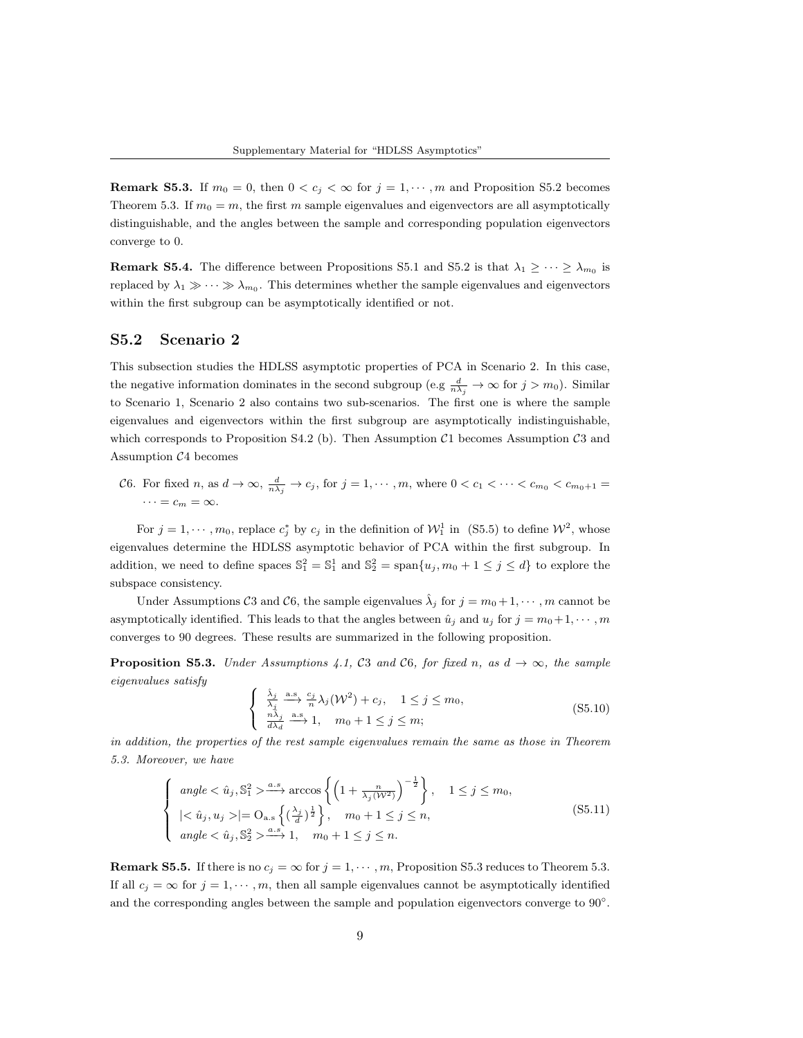**Remark S5.3.** If $m_0 = 0$, then $0 < c_j < \infty$ for $j = 1, \cdots, m$ and Proposition S5.2 becomes Theorem 5.3. If $m_0 = m$, the first $m$ sample eigenvalues and eigenvectors are all asymptotically distinguishable, and the angles between the sample and corresponding population eigenvectors converge to 0.

**Remark S5.4.** The difference between Propositions S5.1 and S5.2 is that $\lambda_1 \geq \cdots \geq \lambda_{m_0}$ is replaced by $\lambda_1 \gg \cdots \gg \lambda_{m_0}$. This determines whether the sample eigenvalues and eigenvectors within the first subgroup can be asymptotically identified or not.

## S5.2 Scenario 2

This subsection studies the HDLSS asymptotic properties of PCA in Scenario 2. In this case, the negative information dominates in the second subgroup (e.g $\frac{d}{n\lambda_j} \to \infty$ for $j > m_0$). Similar to Scenario 1, Scenario 2 also contains two sub-scenarios. The first one is where the sample eigenvalues and eigenvectors within the first subgroup are asymptotically indistinguishable, which corresponds to Proposition S4.2 (b). Then Assumption $\mathcal{C}1$ becomes Assumption $\mathcal{C}3$ and Assumption $\mathcal{C}4$ becomes

$\mathcal{C}6$. For fixed $n$, as $d \to \infty$, $\frac{d}{n\lambda_j} \to c_j$, for $j = 1, \cdots, m$, where $0 < c_1 < \cdots < c_{m_0} < c_{m_0+1} = \cdots = c_m = \infty$.

For $j = 1, \cdots, m_0$, replace $c_j^*$ by $c_j$ in the definition of $\mathcal{W}_1^1$ in (S5.5) to define $\mathcal{W}^2$, whose eigenvalues determine the HDLSS asymptotic behavior of PCA within the first subgroup. In addition, we need to define spaces $\mathbb{S}_1^2 = \mathbb{S}_1^1$ and $\mathbb{S}_2^2 = \text{span}\{u_j, m_0 + 1 \leq j \leq d\}$ to explore the subspace consistency.

Under Assumptions $\mathcal{C}3$ and $\mathcal{C}6$, the sample eigenvalues $\hat{\lambda}_j$ for $j = m_0 + 1, \cdots, m$ cannot be asymptotically identified. This leads to that the angles between $\hat{u}_j$ and $u_j$ for $j = m_0+1, \cdots, m$ converges to 90 degrees. These results are summarized in the following proposition.

**Proposition S5.3.** *Under Assumptions 4.1, $\mathcal{C}3$ and $\mathcal{C}6$, for fixed $n$, as $d \to \infty$, the sample eigenvalues satisfy*

$$\begin{cases} \frac{\hat{\lambda}_j}{\lambda_j} \xrightarrow{\text{a.s}} \frac{c_j}{n}\lambda_j(\mathcal{W}^2) + c_j, \quad 1 \leq j \leq m_0, \\ \frac{n\hat{\lambda}_j}{d\lambda_d} \xrightarrow{\text{a.s}} 1, \quad m_0 + 1 \leq j \leq m; \end{cases} \tag{S5.10}$$

*in addition, the properties of the rest sample eigenvalues remain the same as those in Theorem 5.3. Moreover, we have*

$$\begin{cases} angle < \hat{u}_j, \mathbb{S}_1^2 > \xrightarrow{a.s} \arccos\left\{ \left(1 + \frac{n}{\lambda_j(\mathcal{W}^2)}\right)^{-\frac{1}{2}} \right\}, \quad 1 \leq j \leq m_0, \\ |< \hat{u}_j, u_j >| = \mathrm{O}_{\text{a.s}}\left\{ (\frac{\lambda_j}{d})^{\frac{1}{2}} \right\}, \quad m_0 + 1 \leq j \leq n, \\ angle < \hat{u}_j, \mathbb{S}_2^2 > \xrightarrow{a.s} 1, \quad m_0 + 1 \leq j \leq n. \end{cases} \tag{S5.11}$$

**Remark S5.5.** If there is no $c_j = \infty$ for $j = 1, \cdots, m$, Proposition S5.3 reduces to Theorem 5.3. If all $c_j = \infty$ for $j = 1, \cdots, m$, then all sample eigenvalues cannot be asymptotically identified and the corresponding angles between the sample and population eigenvectors converge to 90°.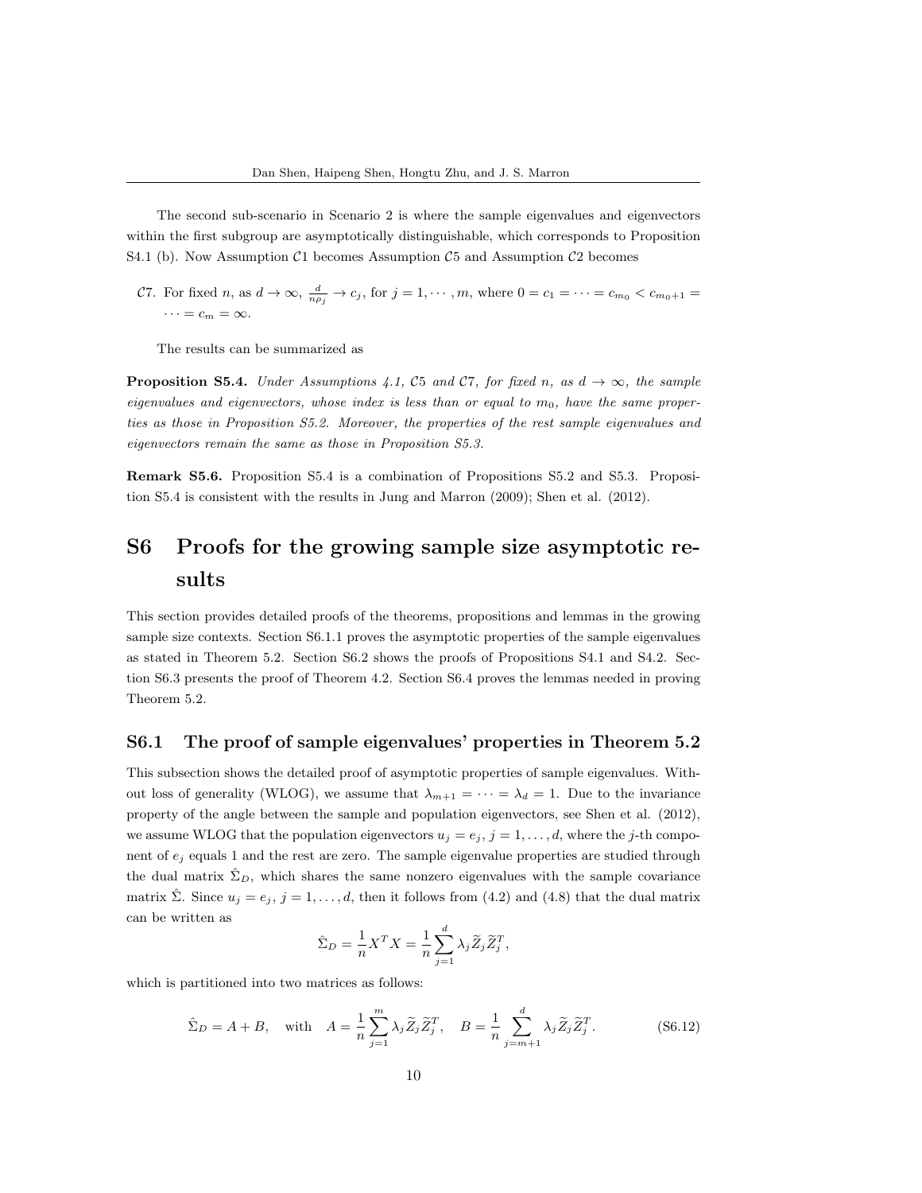The second sub-scenario in Scenario 2 is where the sample eigenvalues and eigenvectors within the first subgroup are asymptotically distinguishable, which corresponds to Proposition S4.1 (b). Now Assumption $\mathcal{C}1$ becomes Assumption $\mathcal{C}5$ and Assumption $\mathcal{C}2$ becomes

$\mathcal{C}7$. For fixed $n$, as $d \to \infty$, $\frac{d}{n\rho_j} \to c_j$, for $j = 1, \cdots, m$, where $0 = c_1 = \cdots = c_{m_0} < c_{m_0+1} = \cdots = c_m = \infty$.

The results can be summarized as

**Proposition S5.4.** *Under Assumptions 4.1, $\mathcal{C}5$ and $\mathcal{C}7$, for fixed $n$, as $d \to \infty$, the sample eigenvalues and eigenvectors, whose index is less than or equal to $m_0$, have the same properties as those in Proposition S5.2. Moreover, the properties of the rest sample eigenvalues and eigenvectors remain the same as those in Proposition S5.3.*

**Remark S5.6.** Proposition S5.4 is a combination of Propositions S5.2 and S5.3. Proposition S5.4 is consistent with the results in Jung and Marron (2009); Shen et al. (2012).

# S6 Proofs for the growing sample size asymptotic results

This section provides detailed proofs of the theorems, propositions and lemmas in the growing sample size contexts. Section S6.1.1 proves the asymptotic properties of the sample eigenvalues as stated in Theorem 5.2. Section S6.2 shows the proofs of Propositions S4.1 and S4.2. Section S6.3 presents the proof of Theorem 4.2. Section S6.4 proves the lemmas needed in proving Theorem 5.2.

## S6.1 The proof of sample eigenvalues' properties in Theorem 5.2

This subsection shows the detailed proof of asymptotic properties of sample eigenvalues. Without loss of generality (WLOG), we assume that $\lambda_{m+1} = \cdots = \lambda_d = 1$. Due to the invariance property of the angle between the sample and population eigenvectors, see Shen et al. (2012), we assume WLOG that the population eigenvectors $u_j = e_j$, $j = 1, \ldots, d$, where the $j$-th component of $e_j$ equals 1 and the rest are zero. The sample eigenvalue properties are studied through the dual matrix $\hat{\Sigma}_D$, which shares the same nonzero eigenvalues with the sample covariance matrix $\hat{\Sigma}$. Since $u_j = e_j$, $j = 1, \ldots, d$, then it follows from (4.2) and (4.8) that the dual matrix can be written as

$$\hat{\Sigma}_D = \frac{1}{n} X^T X = \frac{1}{n} \sum_{j=1}^{d} \lambda_j \widetilde{Z}_j \widetilde{Z}_j^T,$$

which is partitioned into two matrices as follows:

$$\hat{\Sigma}_D = A + B, \quad \text{with} \quad A = \frac{1}{n} \sum_{j=1}^{m} \lambda_j \widetilde{Z}_j \widetilde{Z}_j^T, \quad B = \frac{1}{n} \sum_{j=m+1}^{d} \lambda_j \widetilde{Z}_j \widetilde{Z}_j^T. \tag{S6.12}$$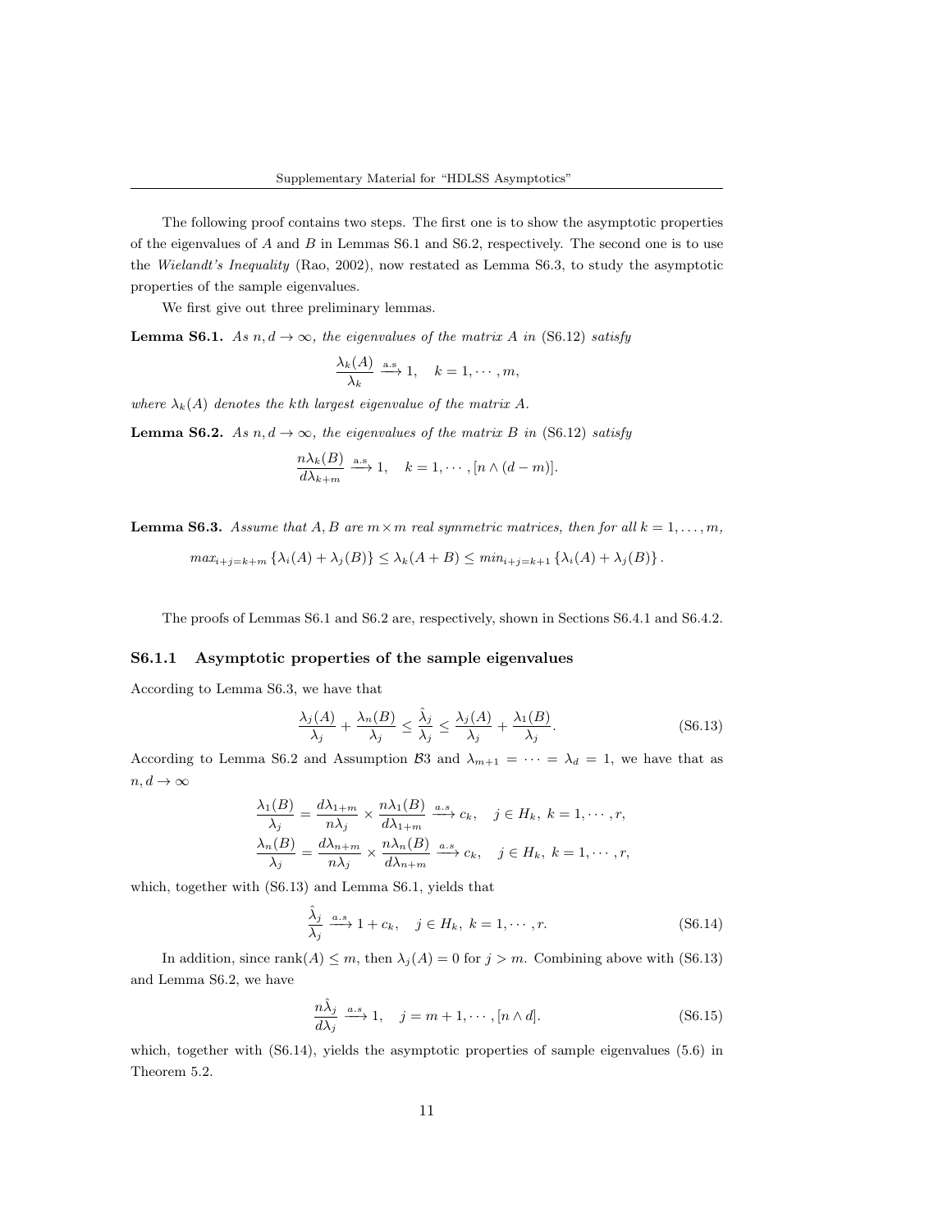The following proof contains two steps. The first one is to show the asymptotic properties of the eigenvalues of $A$ and $B$ in Lemmas S6.1 and S6.2, respectively. The second one is to use the *Wielandt's Inequality* (Rao, 2002), now restated as Lemma S6.3, to study the asymptotic properties of the sample eigenvalues.

We first give out three preliminary lemmas.

**Lemma S6.1.** *As $n, d \to \infty$, the eigenvalues of the matrix $A$ in* (S6.12) *satisfy*

$$\frac{\lambda_k(A)}{\lambda_k} \xrightarrow{\text{a.s}} 1, \quad k = 1, \cdots, m,$$

*where $\lambda_k(A)$ denotes the kth largest eigenvalue of the matrix $A$.*

**Lemma S6.2.** *As $n, d \to \infty$, the eigenvalues of the matrix $B$ in* (S6.12) *satisfy*

$$\frac{n\lambda_k(B)}{d\lambda_{k+m}} \xrightarrow{\text{a.s}} 1, \quad k = 1, \cdots, [n \wedge (d-m)].$$

**Lemma S6.3.** *Assume that $A, B$ are $m \times m$ real symmetric matrices, then for all $k = 1, \ldots, m$,*

$$max_{i+j=k+m}\left\{\lambda_i(A) + \lambda_j(B)\right\} \leq \lambda_k(A+B) \leq min_{i+j=k+1}\left\{\lambda_i(A) + \lambda_j(B)\right\}.$$

The proofs of Lemmas S6.1 and S6.2 are, respectively, shown in Sections S6.4.1 and S6.4.2.

### S6.1.1 Asymptotic properties of the sample eigenvalues

According to Lemma S6.3, we have that

$$\frac{\lambda_j(A)}{\lambda_j} + \frac{\lambda_n(B)}{\lambda_j} \leq \frac{\hat{\lambda}_j}{\lambda_j} \leq \frac{\lambda_j(A)}{\lambda_j} + \frac{\lambda_1(B)}{\lambda_j}. \tag{S6.13}$$

According to Lemma S6.2 and Assumption $\mathcal{B}3$ and $\lambda_{m+1} = \cdots = \lambda_d = 1$, we have that as $n, d \to \infty$

$$\frac{\lambda_1(B)}{\lambda_j} = \frac{d\lambda_{1+m}}{n\lambda_j} \times \frac{n\lambda_1(B)}{d\lambda_{1+m}} \xrightarrow{a.s} c_k, \quad j \in H_k,\ k = 1, \cdots, r,$$

$$\frac{\lambda_n(B)}{\lambda_j} = \frac{d\lambda_{n+m}}{n\lambda_j} \times \frac{n\lambda_n(B)}{d\lambda_{n+m}} \xrightarrow{a.s} c_k, \quad j \in H_k,\ k = 1, \cdots, r,$$

which, together with (S6.13) and Lemma S6.1, yields that

$$\frac{\hat{\lambda}_j}{\lambda_j} \xrightarrow{a.s} 1 + c_k, \quad j \in H_k,\ k = 1, \cdots, r. \tag{S6.14}$$

In addition, since $\text{rank}(A) \leq m$, then $\lambda_j(A) = 0$ for $j > m$. Combining above with (S6.13) and Lemma S6.2, we have

$$\frac{n\hat{\lambda}_j}{d\lambda_j} \xrightarrow{a.s} 1, \quad j = m+1, \cdots, [n \wedge d]. \tag{S6.15}$$

which, together with (S6.14), yields the asymptotic properties of sample eigenvalues (5.6) in Theorem 5.2.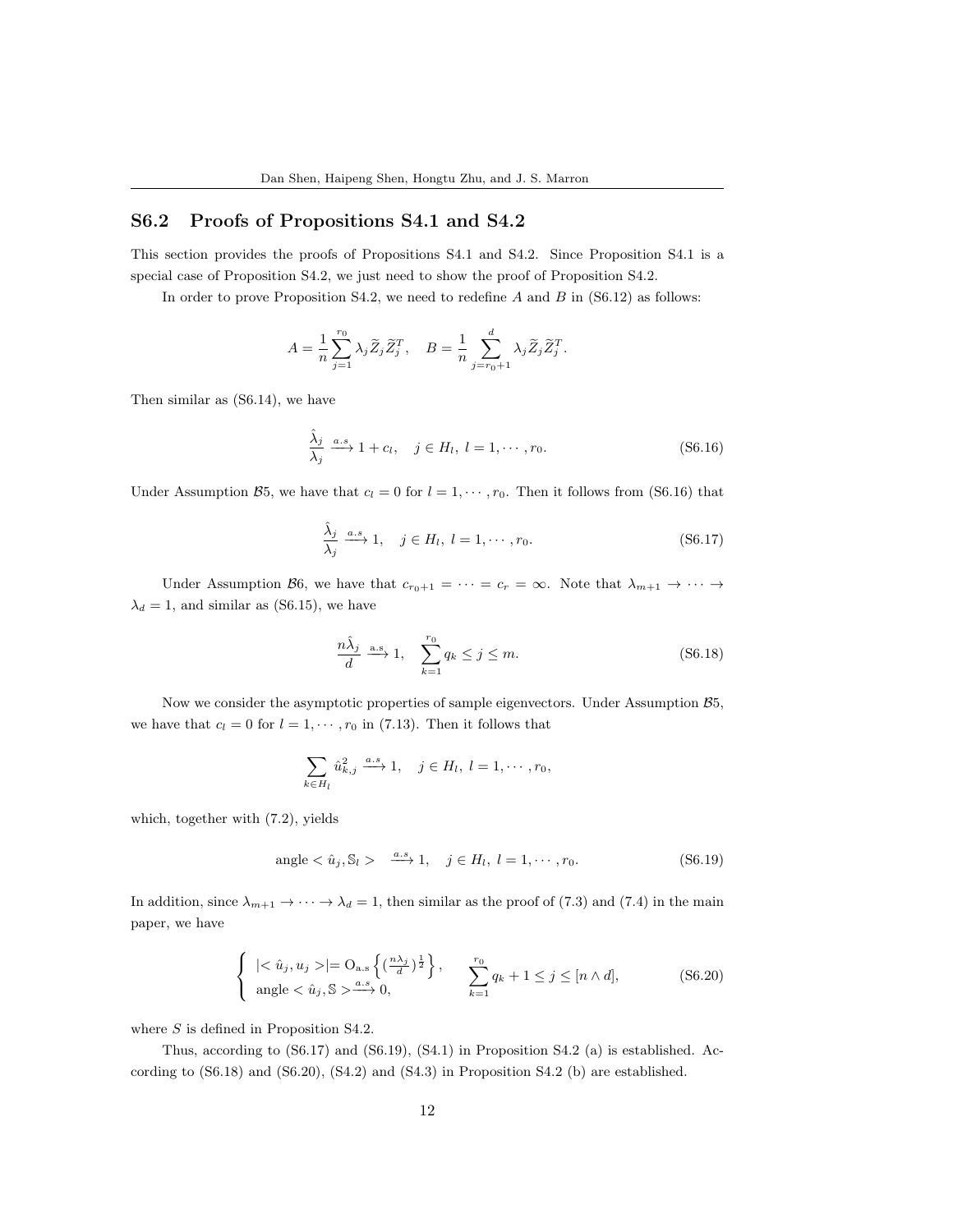## S6.2 Proofs of Propositions S4.1 and S4.2

This section provides the proofs of Propositions S4.1 and S4.2. Since Proposition S4.1 is a special case of Proposition S4.2, we just need to show the proof of Proposition S4.2.

In order to prove Proposition S4.2, we need to redefine $A$ and $B$ in (S6.12) as follows:

$$A = \frac{1}{n}\sum_{j=1}^{r_0} \lambda_j \widetilde{Z}_j \widetilde{Z}_j^T, \quad B = \frac{1}{n}\sum_{j=r_0+1}^{d} \lambda_j \widetilde{Z}_j \widetilde{Z}_j^T.$$

Then similar as (S6.14), we have

$$\frac{\hat{\lambda}_j}{\lambda_j} \xrightarrow{a.s} 1 + c_l, \quad j \in H_l,\ l = 1, \cdots, r_0. \tag{S6.16}$$

Under Assumption $\mathcal{B}5$, we have that $c_l = 0$ for $l = 1, \cdots, r_0$. Then it follows from (S6.16) that

$$\frac{\hat{\lambda}_j}{\lambda_j} \xrightarrow{a.s} 1, \quad j \in H_l,\ l = 1, \cdots, r_0. \tag{S6.17}$$

Under Assumption $\mathcal{B}6$, we have that $c_{r_0+1} = \cdots = c_r = \infty$. Note that $\lambda_{m+1} \to \cdots \to \lambda_d = 1$, and similar as (S6.15), we have

$$\frac{n\hat{\lambda}_j}{d} \xrightarrow{\text{a.s}} 1, \quad \sum_{k=1}^{r_0} q_k \le j \le m. \tag{S6.18}$$

Now we consider the asymptotic properties of sample eigenvectors. Under Assumption $\mathcal{B}5$, we have that $c_l = 0$ for $l = 1, \cdots, r_0$ in (7.13). Then it follows that

$$\sum_{k \in H_l} \hat{u}_{k,j}^2 \xrightarrow{a.s} 1, \quad j \in H_l,\ l = 1, \cdots, r_0,$$

which, together with (7.2), yields

$$\text{angle} < \hat{u}_j, \mathbb{S}_l > \ \xrightarrow{a.s} 1, \quad j \in H_l,\ l = 1, \cdots, r_0. \tag{S6.19}$$

In addition, since $\lambda_{m+1} \to \cdots \to \lambda_d = 1$, then similar as the proof of (7.3) and (7.4) in the main paper, we have

$$\begin{cases} |< \hat{u}_j, u_j >| = \mathrm{O}_{\text{a.s}}\left\{ (\frac{n\lambda_j}{d})^{\frac{1}{2}} \right\}, \\ \text{angle} < \hat{u}_j, \mathbb{S} > \xrightarrow{a.s} 0, \end{cases} \quad \sum_{k=1}^{r_0} q_k + 1 \le j \le [n \wedge d], \tag{S6.20}$$

where $S$ is defined in Proposition S4.2.

Thus, according to (S6.17) and (S6.19), (S4.1) in Proposition S4.2 (a) is established. According to (S6.18) and (S6.20), (S4.2) and (S4.3) in Proposition S4.2 (b) are established.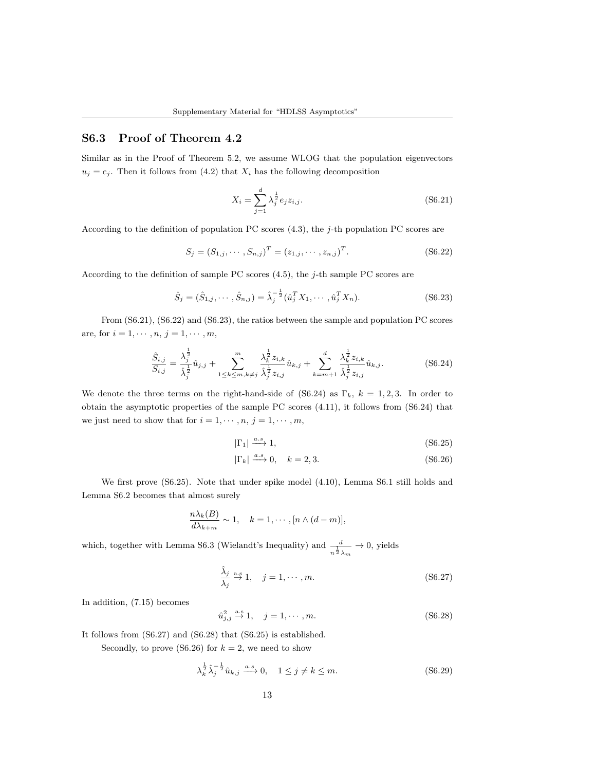## S6.3 Proof of Theorem 4.2

Similar as in the Proof of Theorem 5.2, we assume WLOG that the population eigenvectors $u_j = e_j$. Then it follows from (4.2) that $X_i$ has the following decomposition

$$X_i = \sum_{j=1}^{d} \lambda_j^{\frac{1}{2}} e_j z_{i,j}. \tag{S6.21}$$

According to the definition of population PC scores (4.3), the $j$-th population PC scores are

$$S_j = (S_{1,j}, \cdots, S_{n,j})^T = (z_{1,j}, \cdots, z_{n,j})^T. \tag{S6.22}$$

According to the definition of sample PC scores (4.5), the $j$-th sample PC scores are

$$\hat{S}_j = (\hat{S}_{1,j}, \cdots, \hat{S}_{n,j}) = \hat{\lambda}_j^{-\frac{1}{2}} (\hat{u}_j^T X_1, \cdots, \hat{u}_j^T X_n). \tag{S6.23}$$

From (S6.21), (S6.22) and (S6.23), the ratios between the sample and population PC scores are, for $i = 1, \cdots, n$, $j = 1, \cdots, m$,

$$\frac{\hat{S}_{i,j}}{S_{i,j}} = \frac{\lambda_j^{\frac{1}{2}}}{\hat{\lambda}_j^{\frac{1}{2}}} \hat{u}_{j,j} + \sum_{1 \le k \le m, k \ne j}^{m} \frac{\lambda_k^{\frac{1}{2}} z_{i,k}}{\hat{\lambda}_j^{\frac{1}{2}} z_{i,j}} \hat{u}_{k,j} + \sum_{k=m+1}^{d} \frac{\lambda_k^{\frac{1}{2}} z_{i,k}}{\hat{\lambda}_j^{\frac{1}{2}} z_{i,j}} \hat{u}_{k,j}. \tag{S6.24}$$

We denote the three terms on the right-hand-side of (S6.24) as $\Gamma_k$, $k = 1, 2, 3$. In order to obtain the asymptotic properties of the sample PC scores (4.11), it follows from (S6.24) that we just need to show that for $i = 1, \cdots, n$, $j = 1, \cdots, m$,

$$|\Gamma_1| \xrightarrow{a.s} 1, \tag{S6.25}$$

$$|\Gamma_k| \xrightarrow{a.s} 0, \quad k = 2, 3. \tag{S6.26}$$

We first prove (S6.25). Note that under spike model (4.10), Lemma S6.1 still holds and Lemma S6.2 becomes that almost surely

$$\frac{n \lambda_k(B)}{d \lambda_{k+m}} \sim 1, \quad k = 1, \cdots, [n \wedge (d - m)],$$

which, together with Lemma S6.3 (Wielandt's Inequality) and $\frac{d}{n^{\frac{1}{2}} \lambda_m} \to 0$, yields

$$\frac{\hat{\lambda}_j}{\lambda_j} \overset{\text{a.s}}{\to} 1, \quad j = 1, \cdots, m. \tag{S6.27}$$

In addition, (7.15) becomes

$$\hat{u}_{j,j}^2 \overset{\text{a.s}}{\to} 1, \quad j = 1, \cdots, m. \tag{S6.28}$$

It follows from (S6.27) and (S6.28) that (S6.25) is established.

Secondly, to prove (S6.26) for $k = 2$, we need to show

$$\lambda_k^{\frac{1}{2}} \hat{\lambda}_j^{-\frac{1}{2}} \hat{u}_{k,j} \xrightarrow{a.s} 0, \quad 1 \le j \ne k \le m. \tag{S6.29}$$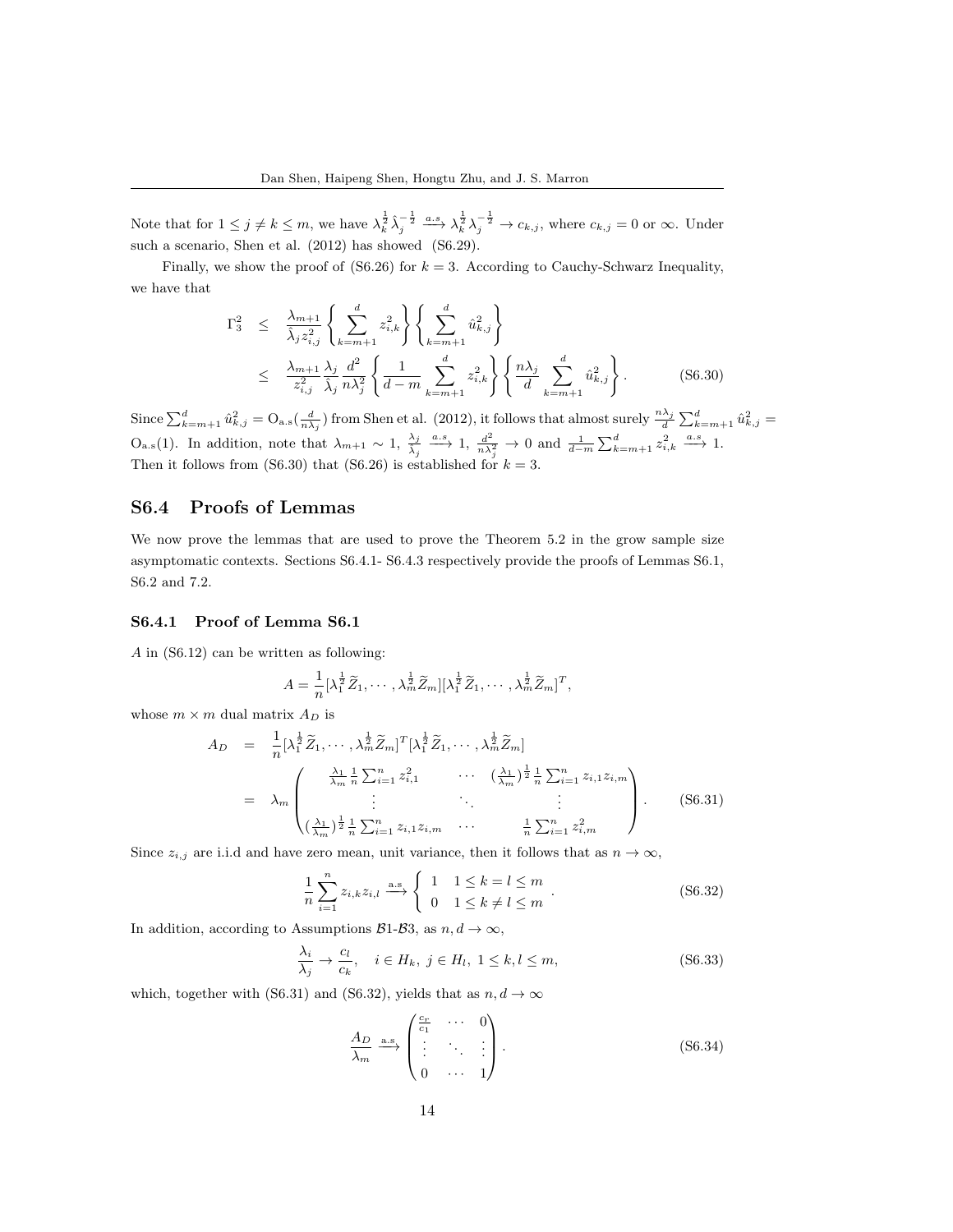Note that for $1 \leq j \neq k \leq m$, we have $\lambda_k^{\frac{1}{2}} \hat{\lambda}_j^{-\frac{1}{2}} \xrightarrow{a.s} \lambda_k^{\frac{1}{2}} \lambda_j^{-\frac{1}{2}} \to c_{k,j}$, where $c_{k,j} = 0$ or $\infty$. Under such a scenario, Shen et al. (2012) has showed (S6.29).

Finally, we show the proof of (S6.26) for $k = 3$. According to Cauchy-Schwarz Inequality, we have that

$$
\begin{aligned}
\Gamma_3^2 &\leq \frac{\lambda_{m+1}}{\hat{\lambda}_j z_{i,j}^2} \left\{ \sum_{k=m+1}^{d} z_{i,k}^2 \right\} \left\{ \sum_{k=m+1}^{d} \hat{u}_{k,j}^2 \right\} \\
&\leq \frac{\lambda_{m+1}}{z_{i,j}^2} \frac{\lambda_j}{\hat{\lambda}_j} \frac{d^2}{n\lambda_j^2} \left\{ \frac{1}{d-m} \sum_{k=m+1}^{d} z_{i,k}^2 \right\} \left\{ \frac{n\lambda_j}{d} \sum_{k=m+1}^{d} \hat{u}_{k,j}^2 \right\}. \qquad \text{(S6.30)}
\end{aligned}
$$

Since $\sum_{k=m+1}^{d} \hat{u}_{k,j}^2 = \mathrm{O}_{\mathrm{a.s}}(\frac{d}{n\lambda_j})$ from Shen et al. (2012), it follows that almost surely $\frac{n\lambda_j}{d} \sum_{k=m+1}^{d} \hat{u}_{k,j}^2 = \mathrm{O}_{\mathrm{a.s}}(1)$. In addition, note that $\lambda_{m+1} \sim 1$, $\frac{\lambda_j}{\hat{\lambda}_j} \xrightarrow{a.s} 1$, $\frac{d^2}{n\lambda_j^2} \to 0$ and $\frac{1}{d-m} \sum_{k=m+1}^{d} z_{i,k}^2 \xrightarrow{a.s} 1$. Then it follows from (S6.30) that (S6.26) is established for $k = 3$.

## S6.4 Proofs of Lemmas

We now prove the lemmas that are used to prove the Theorem 5.2 in the grow sample size asymptotic contexts. Sections S6.4.1- S6.4.3 respectively provide the proofs of Lemmas S6.1, S6.2 and 7.2.

### S6.4.1 Proof of Lemma S6.1

$A$ in (S6.12) can be written as following:

$$
A = \frac{1}{n} [\lambda_1^{\frac{1}{2}} \widetilde{Z}_1, \cdots, \lambda_m^{\frac{1}{2}} \widetilde{Z}_m] [\lambda_1^{\frac{1}{2}} \widetilde{Z}_1, \cdots, \lambda_m^{\frac{1}{2}} \widetilde{Z}_m]^T,
$$

whose $m \times m$ dual matrix $A_D$ is

$$
\begin{aligned}
A_D &= \frac{1}{n} [\lambda_1^{\frac{1}{2}} \widetilde{Z}_1, \cdots, \lambda_m^{\frac{1}{2}} \widetilde{Z}_m]^T [\lambda_1^{\frac{1}{2}} \widetilde{Z}_1, \cdots, \lambda_m^{\frac{1}{2}} \widetilde{Z}_m] \\
&= \lambda_m \begin{pmatrix} \frac{\lambda_1}{\lambda_m} \frac{1}{n} \sum_{i=1}^{n} z_{i,1}^2 & \cdots & (\frac{\lambda_1}{\lambda_m})^{\frac{1}{2}} \frac{1}{n} \sum_{i=1}^{n} z_{i,1} z_{i,m} \\ \vdots & \ddots & \vdots \\ (\frac{\lambda_1}{\lambda_m})^{\frac{1}{2}} \frac{1}{n} \sum_{i=1}^{n} z_{i,1} z_{i,m} & \cdots & \frac{1}{n} \sum_{i=1}^{n} z_{i,m}^2 \end{pmatrix}. \qquad \text{(S6.31)}
\end{aligned}
$$

Since $z_{i,j}$ are i.i.d and have zero mean, unit variance, then it follows that as $n \to \infty$,

$$
\frac{1}{n} \sum_{i=1}^{n} z_{i,k} z_{i,l} \xrightarrow{\mathrm{a.s}} \begin{cases} 1 & 1 \leq k = l \leq m \\ 0 & 1 \leq k \neq l \leq m \end{cases}. \qquad \text{(S6.32)}
$$

In addition, according to Assumptions $\mathcal{B}1$-$\mathcal{B}3$, as $n, d \to \infty$,

$$
\frac{\lambda_i}{\lambda_j} \to \frac{c_l}{c_k}, \quad i \in H_k, \ j \in H_l, \ 1 \leq k, l \leq m, \qquad \text{(S6.33)}
$$

which, together with (S6.31) and (S6.32), yields that as $n, d \to \infty$

$$
\frac{A_D}{\lambda_m} \xrightarrow{\mathrm{a.s}} \begin{pmatrix} \frac{c_r}{c_1} & \cdots & 0 \\ \vdots & \ddots & \vdots \\ 0 & \cdots & 1 \end{pmatrix}. \qquad \text{(S6.34)}
$$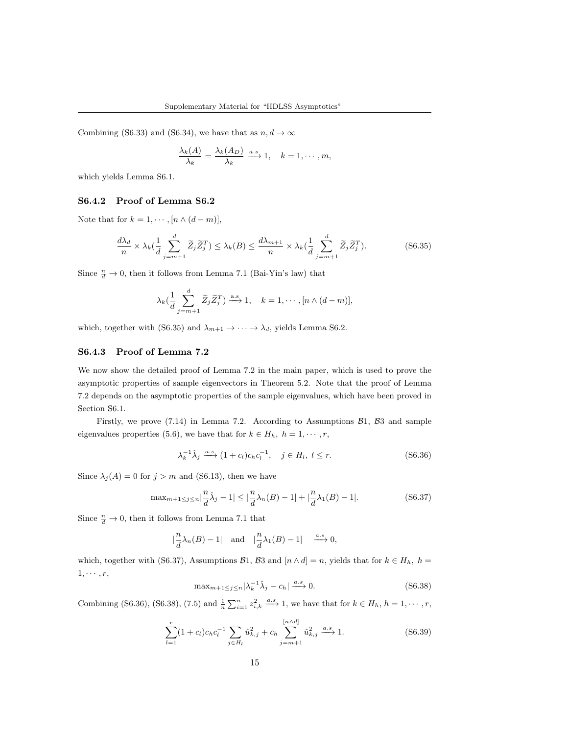Combining (S6.33) and (S6.34), we have that as $n, d \to \infty$

$$\frac{\lambda_k(A)}{\lambda_k} = \frac{\lambda_k(A_D)}{\lambda_k} \xrightarrow{a.s} 1, \quad k = 1, \cdots, m,$$

which yields Lemma S6.1.

### S6.4.2 Proof of Lemma S6.2

Note that for $k = 1, \cdots, [n \wedge (d-m)]$,

$$\frac{d\lambda_d}{n} \times \lambda_k(\frac{1}{d}\sum_{j=m+1}^{d} \widetilde{Z}_j \widetilde{Z}_j^T) \leq \lambda_k(B) \leq \frac{d\lambda_{m+1}}{n} \times \lambda_k(\frac{1}{d}\sum_{j=m+1}^{d} \widetilde{Z}_j \widetilde{Z}_j^T). \tag{S6.35}$$

Since $\frac{n}{d} \to 0$, then it follows from Lemma 7.1 (Bai-Yin's law) that

$$\lambda_k(\frac{1}{d}\sum_{j=m+1}^{d} \widetilde{Z}_j \widetilde{Z}_j^T) \xrightarrow{\text{a.s}} 1, \quad k = 1, \cdots, [n \wedge (d-m)],$$

which, together with (S6.35) and $\lambda_{m+1} \to \cdots \to \lambda_d$, yields Lemma S6.2.

### S6.4.3 Proof of Lemma 7.2

We now show the detailed proof of Lemma 7.2 in the main paper, which is used to prove the asymptotic properties of sample eigenvectors in Theorem 5.2. Note that the proof of Lemma 7.2 depends on the asymptotic properties of the sample eigenvalues, which have been proved in Section S6.1.

Firstly, we prove (7.14) in Lemma 7.2. According to Assumptions $\mathcal{B}1$, $\mathcal{B}3$ and sample eigenvalues properties (5.6), we have that for $k \in H_h,\ h = 1, \cdots, r$,

$$\lambda_k^{-1}\hat{\lambda}_j \xrightarrow{a.s} (1+c_l)c_h c_l^{-1}, \quad j \in H_l,\ l \leq r. \tag{S6.36}$$

Since $\lambda_j(A) = 0$ for $j > m$ and (S6.13), then we have

$$\max_{m+1 \leq j \leq n} |\frac{n}{d}\hat{\lambda}_j - 1| \leq |\frac{n}{d}\lambda_n(B) - 1| + |\frac{n}{d}\lambda_1(B) - 1|. \tag{S6.37}$$

Since $\frac{n}{d} \to 0$, then it follows from Lemma 7.1 that

$$|\frac{n}{d}\lambda_n(B) - 1| \quad \text{and} \quad |\frac{n}{d}\lambda_1(B) - 1| \quad \xrightarrow{a.s} 0,$$

which, together with (S6.37), Assumptions $\mathcal{B}1$, $\mathcal{B}3$ and $[n \wedge d] = n$, yields that for $k \in H_h,\ h = 1, \cdots, r$,

$$\max_{m+1 \leq j \leq n} |\lambda_k^{-1}\hat{\lambda}_j - c_h| \xrightarrow{a.s} 0. \tag{S6.38}$$

Combining (S6.36), (S6.38), (7.5) and $\frac{1}{n}\sum_{i=1}^{n} z_{i,k}^2 \xrightarrow{a.s} 1$, we have that for $k \in H_h, h = 1, \cdots, r$,

$$\sum_{l=1}^{r}(1+c_l)c_h c_l^{-1} \sum_{j \in H_l} \hat{u}_{k,j}^2 + c_h \sum_{j=m+1}^{[n \wedge d]} \hat{u}_{k,j}^2 \xrightarrow{a.s} 1. \tag{S6.39}$$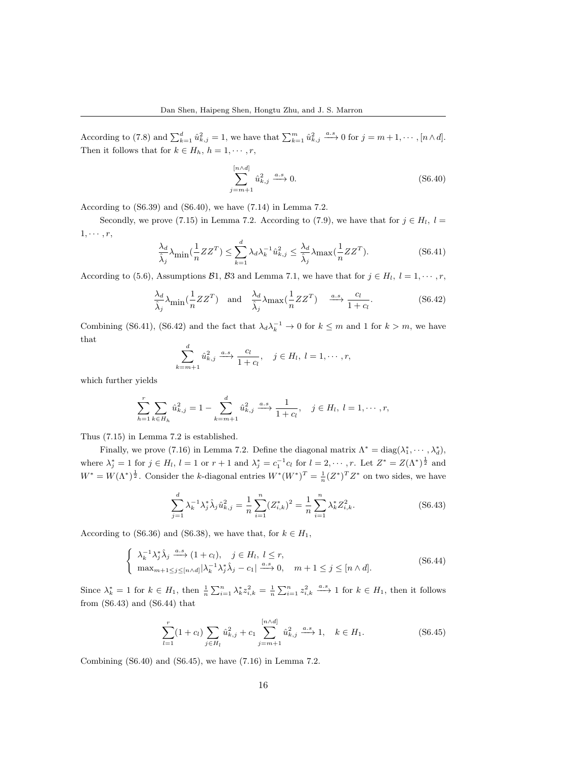According to (7.8) and $\sum_{k=1}^{d} \hat{u}_{k,j}^2 = 1$, we have that $\sum_{k=1}^{m} \hat{u}_{k,j}^2 \xrightarrow{a.s} 0$ for $j = m+1, \cdots, [n \wedge d]$. Then it follows that for $k \in H_h$, $h = 1, \cdots, r$,

$$\sum_{j=m+1}^{[n\wedge d]} \hat{u}_{k,j}^2 \xrightarrow{a.s} 0. \tag{S6.40}$$

According to (S6.39) and (S6.40), we have (7.14) in Lemma 7.2.

Secondly, we prove (7.15) in Lemma 7.2. According to (7.9), we have that for $j \in H_l$, $l = 1, \cdots, r$,

$$\frac{\lambda_d}{\hat{\lambda}_j} \lambda_{\min}(\frac{1}{n} Z Z^T) \leq \sum_{k=1}^{d} \lambda_d \lambda_k^{-1} \hat{u}_{k,j}^2 \leq \frac{\lambda_d}{\hat{\lambda}_j} \lambda_{\max}(\frac{1}{n} Z Z^T). \tag{S6.41}$$

According to (5.6), Assumptions $\mathcal{B}1$, $\mathcal{B}3$ and Lemma 7.1, we have that for $j \in H_l$, $l = 1, \cdots, r$,

$$\frac{\lambda_d}{\hat{\lambda}_j} \lambda_{\min}(\frac{1}{n} Z Z^T) \quad \text{and} \quad \frac{\lambda_d}{\hat{\lambda}_j} \lambda_{\max}(\frac{1}{n} Z Z^T) \quad \xrightarrow{a.s} \frac{c_l}{1 + c_l}. \tag{S6.42}$$

Combining (S6.41), (S6.42) and the fact that $\lambda_d \lambda_k^{-1} \to 0$ for $k \leq m$ and 1 for $k > m$, we have that

$$\sum_{k=m+1}^{d} \hat{u}_{k,j}^2 \xrightarrow{a.s} \frac{c_l}{1 + c_l}, \quad j \in H_l, \ l = 1, \cdots, r,$$

which further yields

$$\sum_{h=1}^{r} \sum_{k \in H_h} \hat{u}_{k,j}^2 = 1 - \sum_{k=m+1}^{d} \hat{u}_{k,j}^2 \xrightarrow{a.s} \frac{1}{1 + c_l}, \quad j \in H_l, \ l = 1, \cdots, r,$$

Thus (7.15) in Lemma 7.2 is established.

Finally, we prove (7.16) in Lemma 7.2. Define the diagonal matrix $\Lambda^* = \text{diag}(\lambda_1^*, \cdots, \lambda_d^*)$, where $\lambda_j^* = 1$ for $j \in H_l$, $l = 1$ or $r + 1$ and $\lambda_j^* = c_1^{-1} c_l$ for $l = 2, \cdots, r$. Let $Z^* = Z(\Lambda^*)^{\frac{1}{2}}$ and $W^* = W(\Lambda^*)^{\frac{1}{2}}$. Consider the $k$-diagonal entries $W^*(W^*)^T = \frac{1}{n}(Z^*)^T Z^*$ on two sides, we have

$$\sum_{j=1}^{d} \lambda_k^{-1} \lambda_j^* \hat{\lambda}_j \hat{u}_{k,j}^2 = \frac{1}{n} \sum_{i=1}^{n} (Z_{i,k}^*)^2 = \frac{1}{n} \sum_{i=1}^{n} \lambda_k^* Z_{i,k}^2. \tag{S6.43}$$

According to (S6.36) and (S6.38), we have that, for $k \in H_1$,

$$\begin{cases} \lambda_k^{-1} \lambda_j^* \hat{\lambda}_j \xrightarrow{a.s} (1 + c_l), \quad j \in H_l, \ l \leq r, \\ \max_{m+1 \leq j \leq [n \wedge d]} |\lambda_k^{-1} \lambda_j^* \hat{\lambda}_j - c_1| \xrightarrow{a.s} 0, \quad m + 1 \leq j \leq [n \wedge d]. \end{cases} \tag{S6.44}$$

Since $\lambda_k^* = 1$ for $k \in H_1$, then $\frac{1}{n} \sum_{i=1}^{n} \lambda_k^* z_{i,k}^2 = \frac{1}{n} \sum_{i=1}^{n} z_{i,k}^2 \xrightarrow{a.s} 1$ for $k \in H_1$, then it follows from (S6.43) and (S6.44) that

$$\sum_{l=1}^{r} (1 + c_l) \sum_{j \in H_l} \hat{u}_{k,j}^2 + c_1 \sum_{j=m+1}^{[n \wedge d]} \hat{u}_{k,j}^2 \xrightarrow{a.s} 1, \quad k \in H_1. \tag{S6.45}$$

Combining (S6.40) and (S6.45), we have (7.16) in Lemma 7.2.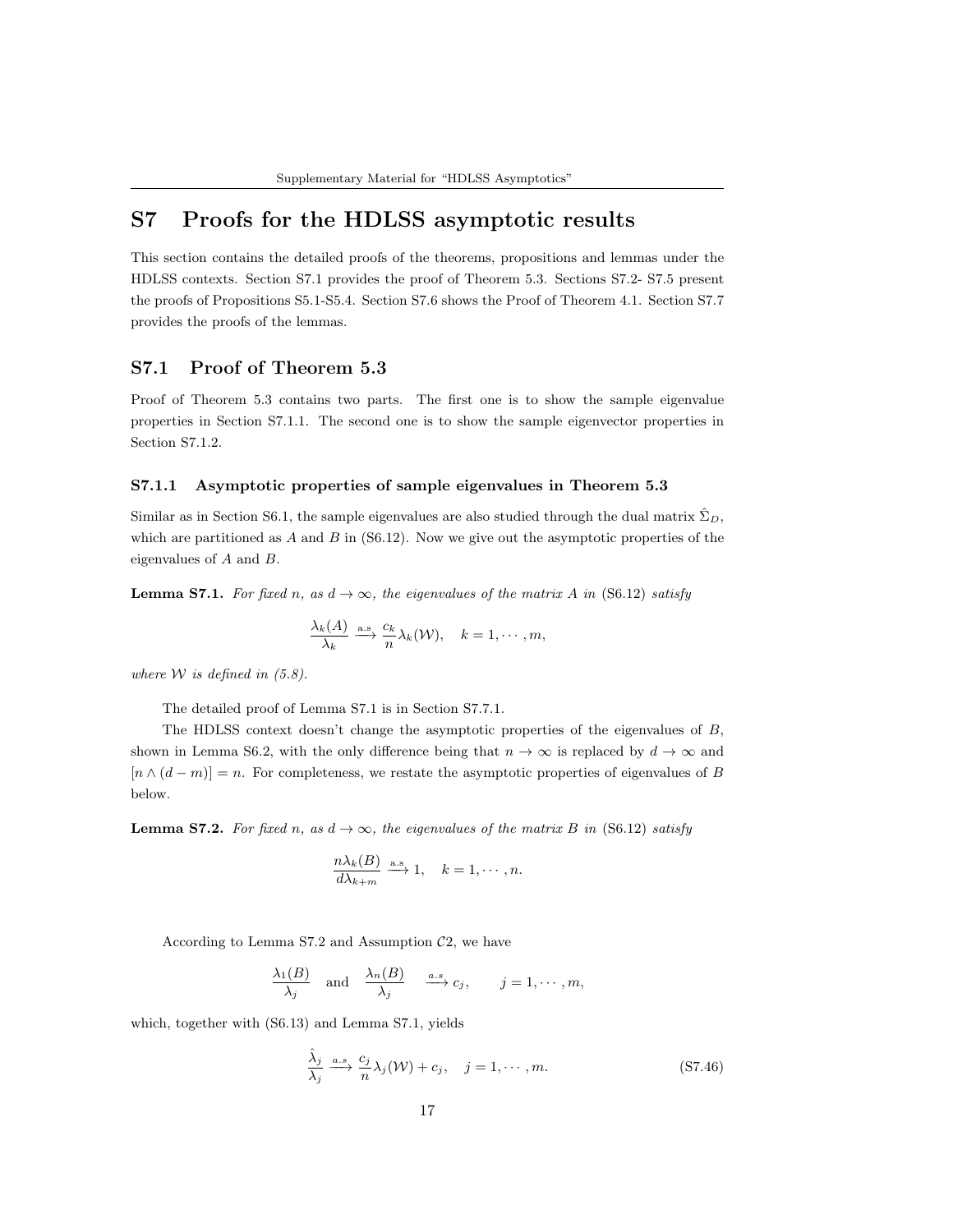# S7 Proofs for the HDLSS asymptotic results

This section contains the detailed proofs of the theorems, propositions and lemmas under the HDLSS contexts. Section S7.1 provides the proof of Theorem 5.3. Sections S7.2- S7.5 present the proofs of Propositions S5.1-S5.4. Section S7.6 shows the Proof of Theorem 4.1. Section S7.7 provides the proofs of the lemmas.

## S7.1 Proof of Theorem 5.3

Proof of Theorem 5.3 contains two parts. The first one is to show the sample eigenvalue properties in Section S7.1.1. The second one is to show the sample eigenvector properties in Section S7.1.2.

### S7.1.1 Asymptotic properties of sample eigenvalues in Theorem 5.3

Similar as in Section S6.1, the sample eigenvalues are also studied through the dual matrix $\hat{\Sigma}_D$, which are partitioned as $A$ and $B$ in (S6.12). Now we give out the asymptotic properties of the eigenvalues of $A$ and $B$.

**Lemma S7.1.** *For fixed $n$, as $d \to \infty$, the eigenvalues of the matrix $A$ in* (S6.12) *satisfy*

$$\frac{\lambda_k(A)}{\lambda_k} \xrightarrow{\text{a.s}} \frac{c_k}{n}\lambda_k(\mathcal{W}), \quad k = 1, \cdots, m,$$

*where $\mathcal{W}$ is defined in (5.8).*

The detailed proof of Lemma S7.1 is in Section S7.7.1.

The HDLSS context doesn't change the asymptotic properties of the eigenvalues of $B$, shown in Lemma S6.2, with the only difference being that $n \to \infty$ is replaced by $d \to \infty$ and $[n \wedge (d-m)] = n$. For completeness, we restate the asymptotic properties of eigenvalues of $B$ below.

**Lemma S7.2.** *For fixed $n$, as $d \to \infty$, the eigenvalues of the matrix $B$ in* (S6.12) *satisfy*

$$\frac{n\lambda_k(B)}{d\lambda_{k+m}} \xrightarrow{\text{a.s}} 1, \quad k = 1, \cdots, n.$$

According to Lemma S7.2 and Assumption $\mathcal{C}2$, we have

$$\frac{\lambda_1(B)}{\lambda_j} \quad \text{and} \quad \frac{\lambda_n(B)}{\lambda_j} \quad \xrightarrow{a.s} c_j, \qquad j = 1, \cdots, m,$$

which, together with (S6.13) and Lemma S7.1, yields

$$\frac{\hat{\lambda}_j}{\lambda_j} \xrightarrow{a.s} \frac{c_j}{n}\lambda_j(\mathcal{W}) + c_j, \quad j = 1, \cdots, m. \tag{S7.46}$$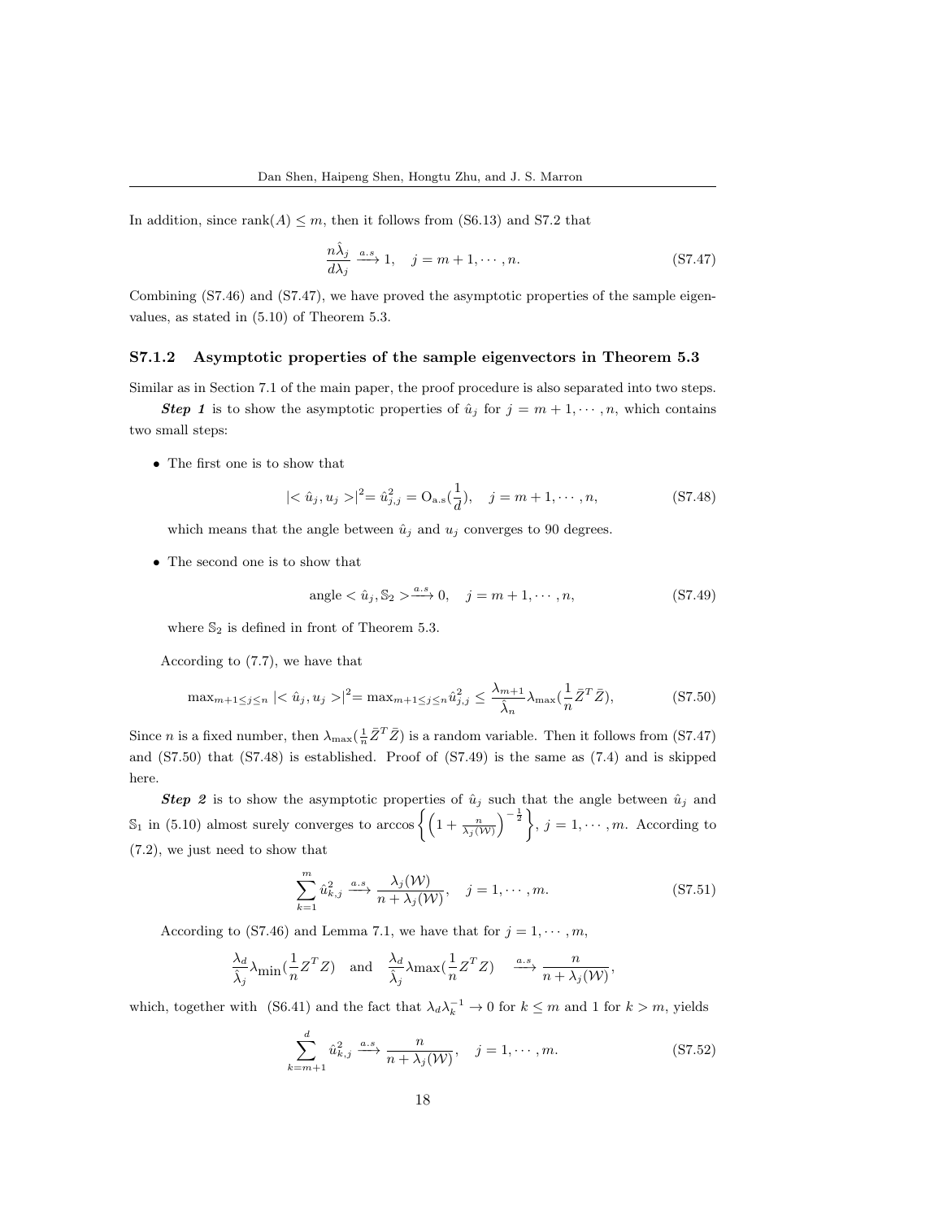In addition, since $\text{rank}(A) \leq m$, then it follows from (S6.13) and S7.2 that

$$\frac{n\hat{\lambda}_j}{d\lambda_j} \xrightarrow{a.s} 1, \quad j = m+1, \cdots, n. \tag{S7.47}$$

Combining (S7.46) and (S7.47), we have proved the asymptotic properties of the sample eigenvalues, as stated in (5.10) of Theorem 5.3.

### S7.1.2 Asymptotic properties of the sample eigenvectors in Theorem 5.3

Similar as in Section 7.1 of the main paper, the proof procedure is also separated into two steps.

***Step 1*** is to show the asymptotic properties of $\hat{u}_j$ for $j = m+1, \cdots, n$, which contains two small steps:

- The first one is to show that

$$|< \hat{u}_j, u_j >|^2 = \hat{u}_{j,j}^2 = \text{O}_{\text{a.s}}(\frac{1}{d}), \quad j = m+1, \cdots, n, \tag{S7.48}$$

  which means that the angle between $\hat{u}_j$ and $u_j$ converges to 90 degrees.

- The second one is to show that

$$\text{angle} < \hat{u}_j, \mathbb{S}_2 > \xrightarrow{a.s} 0, \quad j = m+1, \cdots, n, \tag{S7.49}$$

  where $\mathbb{S}_2$ is defined in front of Theorem 5.3.

According to (7.7), we have that

$$\max_{m+1 \leq j \leq n} |< \hat{u}_j, u_j >|^2 = \max_{m+1 \leq j \leq n} \hat{u}_{j,j}^2 \leq \frac{\lambda_{m+1}}{\hat{\lambda}_n} \lambda_{\max}(\frac{1}{n}\bar{Z}^T\bar{Z}), \tag{S7.50}$$

Since $n$ is a fixed number, then $\lambda_{\max}(\frac{1}{n}\bar{Z}^T\bar{Z})$ is a random variable. Then it follows from (S7.47) and (S7.50) that (S7.48) is established. Proof of (S7.49) is the same as (7.4) and is skipped here.

***Step 2*** is to show the asymptotic properties of $\hat{u}_j$ such that the angle between $\hat{u}_j$ and $\mathbb{S}_1$ in (5.10) almost surely converges to $\arccos\left\{\left(1 + \frac{n}{\lambda_j(\mathcal{W})}\right)^{-\frac{1}{2}}\right\}$, $j = 1, \cdots, m$. According to (7.2), we just need to show that

$$\sum_{k=1}^{m} \hat{u}_{k,j}^2 \xrightarrow{a.s} \frac{\lambda_j(\mathcal{W})}{n + \lambda_j(\mathcal{W})}, \quad j = 1, \cdots, m. \tag{S7.51}$$

According to (S7.46) and Lemma 7.1, we have that for $j = 1, \cdots, m$,

$$\frac{\lambda_d}{\hat{\lambda}_j}\lambda_{\min}(\frac{1}{n}Z^TZ) \quad \text{and} \quad \frac{\lambda_d}{\hat{\lambda}_j}\lambda\max(\frac{1}{n}Z^TZ) \quad \xrightarrow{a.s} \frac{n}{n + \lambda_j(\mathcal{W})},$$

which, together with (S6.41) and the fact that $\lambda_d\lambda_k^{-1} \to 0$ for $k \leq m$ and 1 for $k > m$, yields

$$\sum_{k=m+1}^{d} \hat{u}_{k,j}^2 \xrightarrow{a.s} \frac{n}{n + \lambda_j(\mathcal{W})}, \quad j = 1, \cdots, m. \tag{S7.52}$$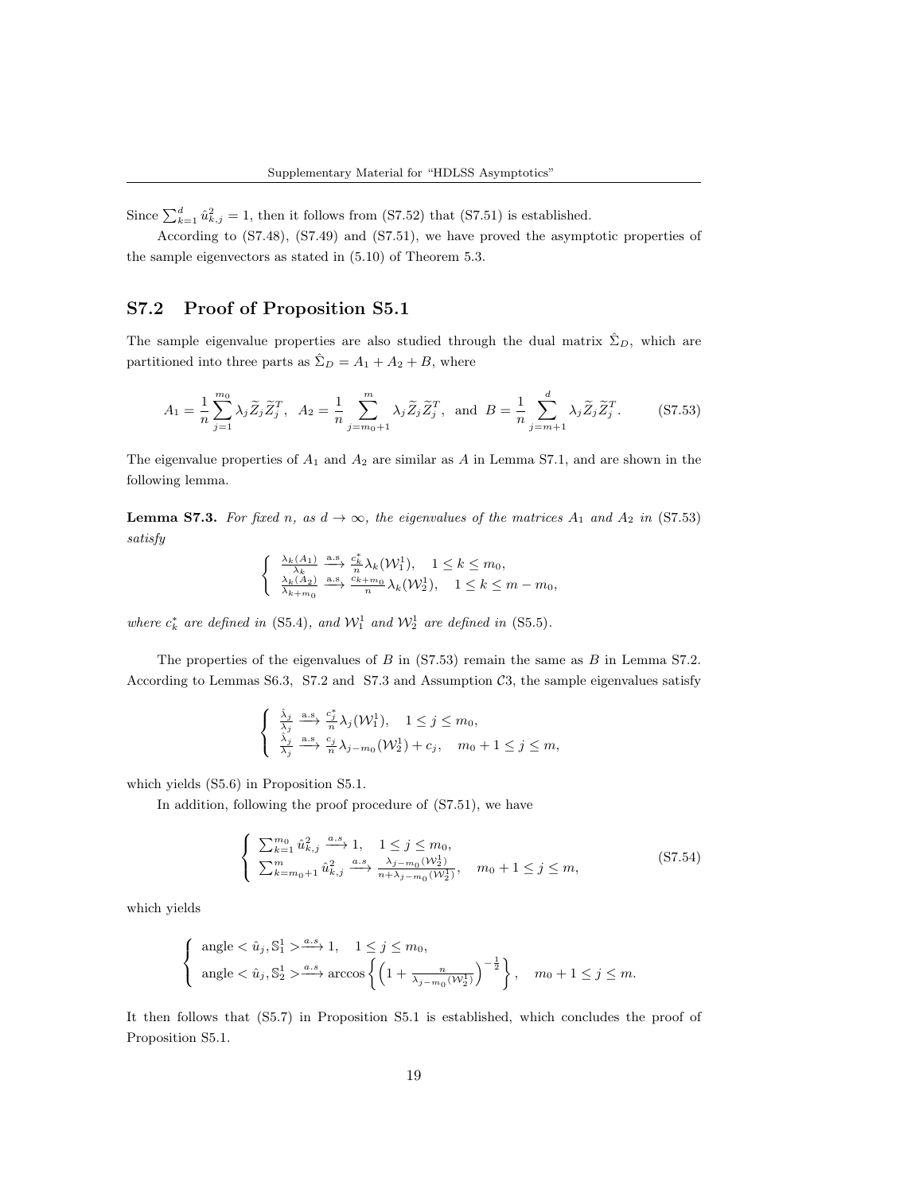Since $\sum_{k=1}^{d} \hat{u}_{k,j}^2 = 1$, then it follows from (S7.52) that (S7.51) is established.

According to (S7.48), (S7.49) and (S7.51), we have proved the asymptotic properties of the sample eigenvectors as stated in (5.10) of Theorem 5.3.

## S7.2 Proof of Proposition S5.1

The sample eigenvalue properties are also studied through the dual matrix $\hat{\Sigma}_D$, which are partitioned into three parts as $\hat{\Sigma}_D = A_1 + A_2 + B$, where

$$A_1 = \frac{1}{n}\sum_{j=1}^{m_0} \lambda_j \widetilde{Z}_j \widetilde{Z}_j^T, \quad A_2 = \frac{1}{n}\sum_{j=m_0+1}^{m} \lambda_j \widetilde{Z}_j \widetilde{Z}_j^T, \quad \text{and} \quad B = \frac{1}{n}\sum_{j=m+1}^{d} \lambda_j \widetilde{Z}_j \widetilde{Z}_j^T. \tag{S7.53}$$

The eigenvalue properties of $A_1$ and $A_2$ are similar as $A$ in Lemma S7.1, and are shown in the following lemma.

**Lemma S7.3.** *For fixed $n$, as $d \to \infty$, the eigenvalues of the matrices $A_1$ and $A_2$ in (S7.53) satisfy*

$$\begin{cases} \frac{\lambda_k(A_1)}{\lambda_k} \xrightarrow{\text{a.s.}} \frac{c_k^*}{n}\lambda_k(\mathcal{W}_1^1), \quad 1 \le k \le m_0, \\ \frac{\lambda_k(A_2)}{\lambda_{k+m_0}} \xrightarrow{\text{a.s.}} \frac{c_{k+m_0}}{n}\lambda_k(\mathcal{W}_2^1), \quad 1 \le k \le m - m_0, \end{cases}$$

*where $c_k^*$ are defined in (S5.4), and $\mathcal{W}_1^1$ and $\mathcal{W}_2^1$ are defined in (S5.5).*

The properties of the eigenvalues of $B$ in (S7.53) remain the same as $B$ in Lemma S7.2. According to Lemmas S6.3, S7.2 and S7.3 and Assumption $\mathcal{C}3$, the sample eigenvalues satisfy

$$\begin{cases} \frac{\hat{\lambda}_j}{\lambda_j} \xrightarrow{\text{a.s.}} \frac{c_j^*}{n}\lambda_j(\mathcal{W}_1^1), \quad 1 \le j \le m_0, \\ \frac{\hat{\lambda}_j}{\lambda_j} \xrightarrow{\text{a.s.}} \frac{c_j}{n}\lambda_{j-m_0}(\mathcal{W}_2^1) + c_j, \quad m_0 + 1 \le j \le m, \end{cases}$$

which yields (S5.6) in Proposition S5.1.

In addition, following the proof procedure of (S7.51), we have

$$\begin{cases} \sum_{k=1}^{m_0} \hat{u}_{k,j}^2 \xrightarrow{a.s} 1, \quad 1 \le j \le m_0, \\ \sum_{k=m_0+1}^{m} \hat{u}_{k,j}^2 \xrightarrow{a.s} \frac{\lambda_{j-m_0}(\mathcal{W}_2^1)}{n+\lambda_{j-m_0}(\mathcal{W}_2^1)}, \quad m_0 + 1 \le j \le m, \end{cases} \tag{S7.54}$$

which yields

$$\begin{cases} \text{angle} < \hat{u}_j, \mathbb{S}_1^1 > \xrightarrow{a.s} 1, \quad 1 \le j \le m_0, \\ \text{angle} < \hat{u}_j, \mathbb{S}_2^1 > \xrightarrow{a.s} \arccos\left\{ \left(1 + \frac{n}{\lambda_{j-m_0}(\mathcal{W}_2^1)}\right)^{-\frac{1}{2}} \right\}, \quad m_0 + 1 \le j \le m. \end{cases}$$

It then follows that (S5.7) in Proposition S5.1 is established, which concludes the proof of Proposition S5.1.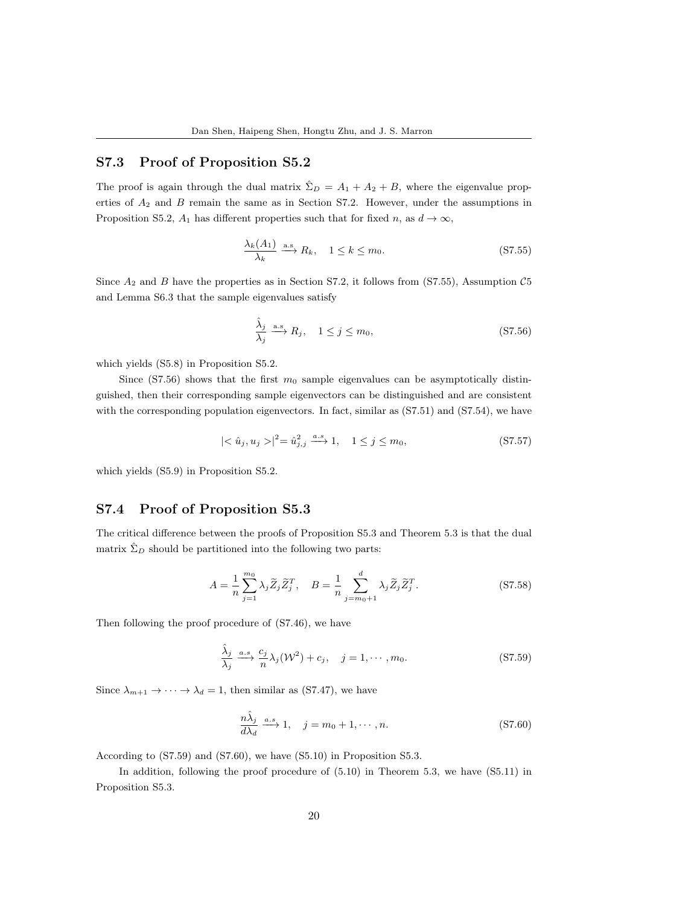## S7.3 Proof of Proposition S5.2

The proof is again through the dual matrix $\hat{\Sigma}_D = A_1 + A_2 + B$, where the eigenvalue properties of $A_2$ and $B$ remain the same as in Section S7.2. However, under the assumptions in Proposition S5.2, $A_1$ has different properties such that for fixed $n$, as $d \to \infty$,

$$\frac{\lambda_k(A_1)}{\lambda_k} \xrightarrow{\text{a.s}} R_k, \quad 1 \leq k \leq m_0. \tag{S7.55}$$

Since $A_2$ and $B$ have the properties as in Section S7.2, it follows from (S7.55), Assumption $\mathcal{C}5$ and Lemma S6.3 that the sample eigenvalues satisfy

$$\frac{\hat{\lambda}_j}{\lambda_j} \xrightarrow{\text{a.s}} R_j, \quad 1 \leq j \leq m_0, \tag{S7.56}$$

which yields (S5.8) in Proposition S5.2.

Since (S7.56) shows that the first $m_0$ sample eigenvalues can be asymptotically distinguished, then their corresponding sample eigenvectors can be distinguished and are consistent with the corresponding population eigenvectors. In fact, similar as (S7.51) and (S7.54), we have

$$|< \hat{u}_j, u_j >|^2 = \hat{u}_{j,j}^2 \xrightarrow{a.s} 1, \quad 1 \leq j \leq m_0, \tag{S7.57}$$

which yields (S5.9) in Proposition S5.2.

## S7.4 Proof of Proposition S5.3

The critical difference between the proofs of Proposition S5.3 and Theorem 5.3 is that the dual matrix $\hat{\Sigma}_D$ should be partitioned into the following two parts:

$$A = \frac{1}{n}\sum_{j=1}^{m_0} \lambda_j \widetilde{Z}_j \widetilde{Z}_j^T, \quad B = \frac{1}{n}\sum_{j=m_0+1}^{d} \lambda_j \widetilde{Z}_j \widetilde{Z}_j^T. \tag{S7.58}$$

Then following the proof procedure of (S7.46), we have

$$\frac{\hat{\lambda}_j}{\lambda_j} \xrightarrow{a.s} \frac{c_j}{n}\lambda_j(\mathcal{W}^2) + c_j, \quad j = 1, \cdots, m_0. \tag{S7.59}$$

Since $\lambda_{m+1} \to \cdots \to \lambda_d = 1$, then similar as (S7.47), we have

$$\frac{n\hat{\lambda}_j}{d\lambda_d} \xrightarrow{a.s} 1, \quad j = m_0 + 1, \cdots, n. \tag{S7.60}$$

According to (S7.59) and (S7.60), we have (S5.10) in Proposition S5.3.

In addition, following the proof procedure of (5.10) in Theorem 5.3, we have (S5.11) in Proposition S5.3.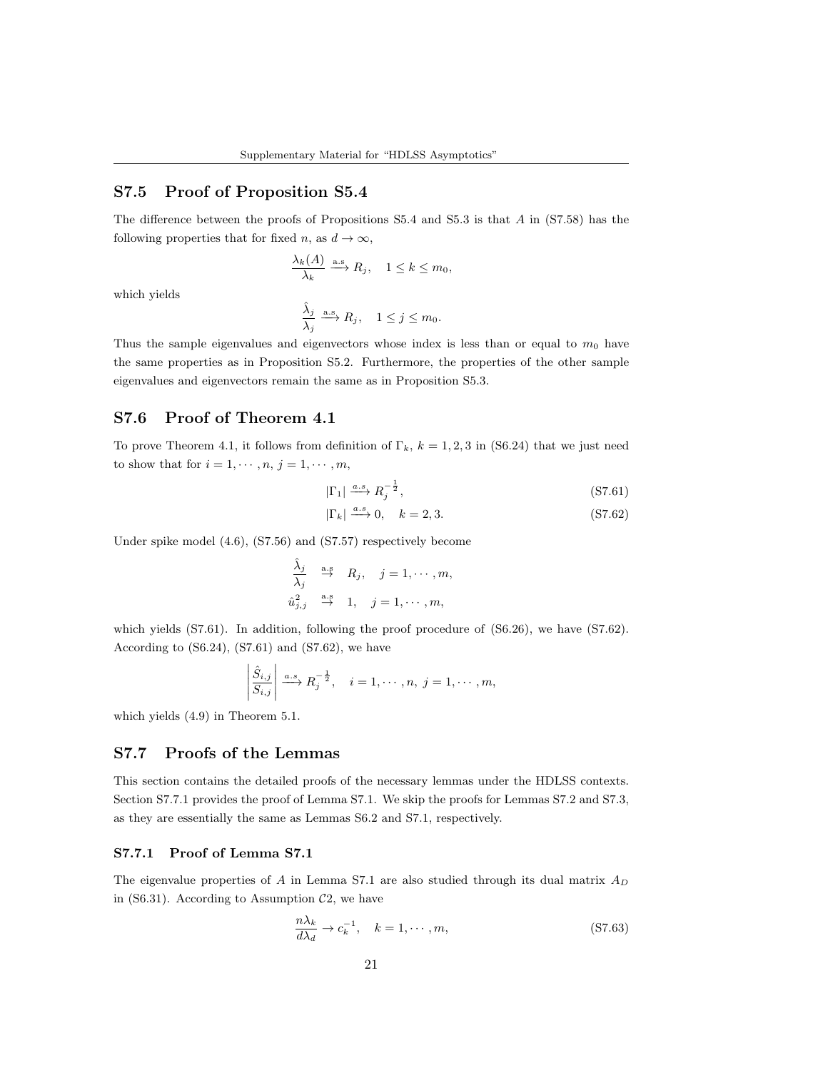## S7.5 Proof of Proposition S5.4

The difference between the proofs of Propositions S5.4 and S5.3 is that $A$ in (S7.58) has the following properties that for fixed $n$, as $d \to \infty$,

$$\frac{\lambda_k(A)}{\lambda_k} \xrightarrow{\text{a.s}} R_j, \quad 1 \le k \le m_0,$$

which yields

$$\frac{\hat{\lambda}_j}{\lambda_j} \xrightarrow{\text{a.s}} R_j, \quad 1 \le j \le m_0.$$

Thus the sample eigenvalues and eigenvectors whose index is less than or equal to $m_0$ have the same properties as in Proposition S5.2. Furthermore, the properties of the other sample eigenvalues and eigenvectors remain the same as in Proposition S5.3.

## S7.6 Proof of Theorem 4.1

To prove Theorem 4.1, it follows from definition of $\Gamma_k$, $k = 1, 2, 3$ in (S6.24) that we just need to show that for $i = 1, \cdots, n$, $j = 1, \cdots, m$,

$$|\Gamma_1| \xrightarrow{a.s} R_j^{-\frac{1}{2}}, \tag{S7.61}$$

$$|\Gamma_k| \xrightarrow{a.s} 0, \quad k = 2, 3. \tag{S7.62}$$

Under spike model (4.6), (S7.56) and (S7.57) respectively become

$$\begin{aligned}
\frac{\hat{\lambda}_j}{\lambda_j} &\overset{\text{a.s}}{\to} R_j, \quad j = 1, \cdots, m, \\
\hat{u}_{j,j}^2 &\overset{\text{a.s}}{\to} 1, \quad j = 1, \cdots, m,
\end{aligned}$$

which yields (S7.61). In addition, following the proof procedure of (S6.26), we have (S7.62). According to (S6.24), (S7.61) and (S7.62), we have

$$\left| \frac{\hat{S}_{i,j}}{S_{i,j}} \right| \xrightarrow{a.s} R_j^{-\frac{1}{2}}, \quad i = 1, \cdots, n, \; j = 1, \cdots, m,$$

which yields (4.9) in Theorem 5.1.

## S7.7 Proofs of the Lemmas

This section contains the detailed proofs of the necessary lemmas under the HDLSS contexts. Section S7.7.1 provides the proof of Lemma S7.1. We skip the proofs for Lemmas S7.2 and S7.3, as they are essentially the same as Lemmas S6.2 and S7.1, respectively.

### S7.7.1 Proof of Lemma S7.1

The eigenvalue properties of $A$ in Lemma S7.1 are also studied through its dual matrix $A_D$ in (S6.31). According to Assumption $\mathcal{C}2$, we have

$$\frac{n\lambda_k}{d\lambda_d} \to c_k^{-1}, \quad k = 1, \cdots, m, \tag{S7.63}$$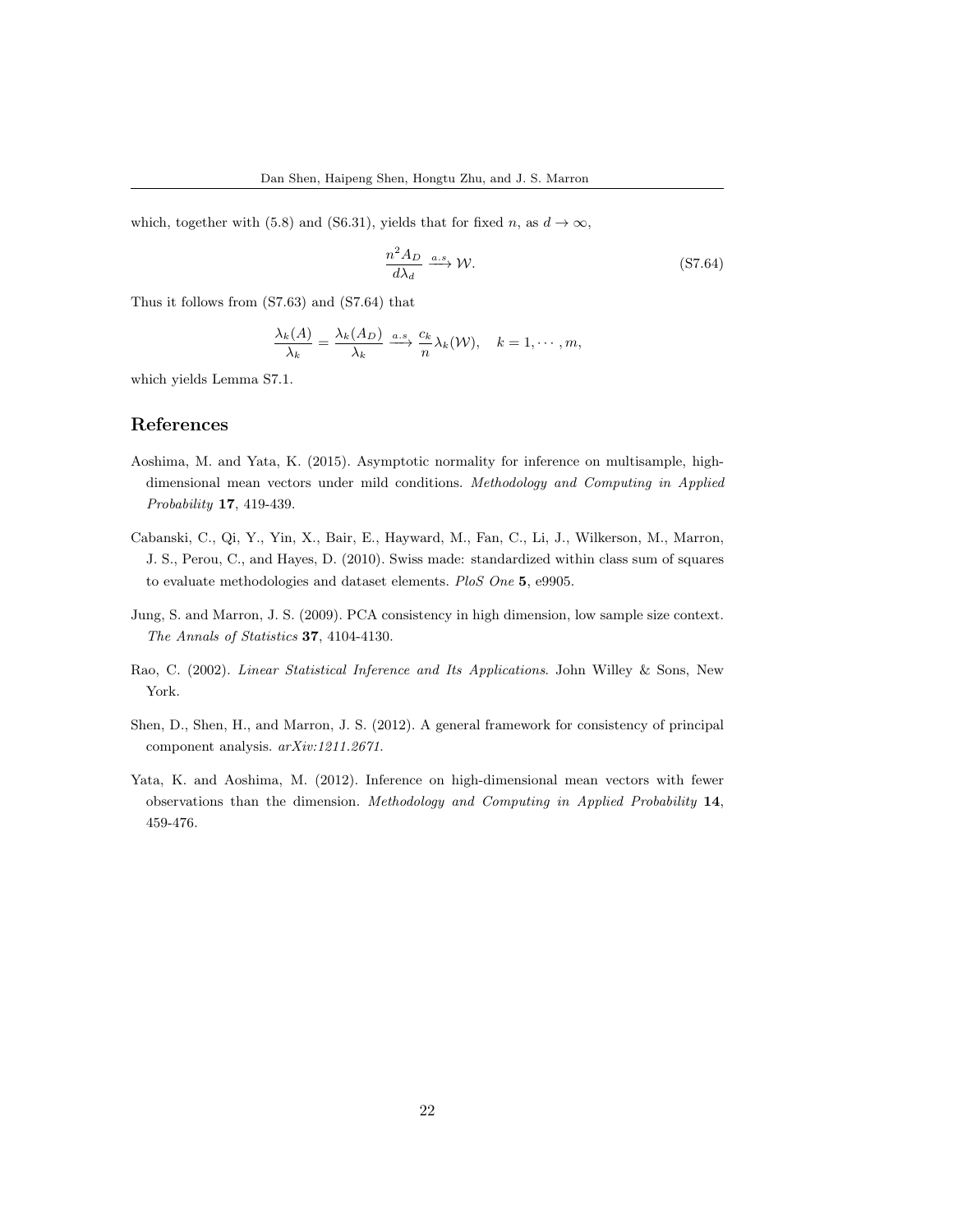which, together with (5.8) and (S6.31), yields that for fixed $n$, as $d \to \infty$,

$$\frac{n^2 A_D}{d\lambda_d} \xrightarrow{a.s} \mathcal{W}. \tag{S7.64}$$

Thus it follows from (S7.63) and (S7.64) that

$$\frac{\lambda_k(A)}{\lambda_k} = \frac{\lambda_k(A_D)}{\lambda_k} \xrightarrow{a.s} \frac{c_k}{n}\lambda_k(\mathcal{W}), \quad k = 1, \cdots, m,$$

which yields Lemma S7.1.

## References

Aoshima, M. and Yata, K. (2015). Asymptotic normality for inference on multisample, high-dimensional mean vectors under mild conditions. *Methodology and Computing in Applied Probability* **17**, 419-439.

Cabanski, C., Qi, Y., Yin, X., Bair, E., Hayward, M., Fan, C., Li, J., Wilkerson, M., Marron, J. S., Perou, C., and Hayes, D. (2010). Swiss made: standardized within class sum of squares to evaluate methodologies and dataset elements. *PloS One* **5**, e9905.

Jung, S. and Marron, J. S. (2009). PCA consistency in high dimension, low sample size context. *The Annals of Statistics* **37**, 4104-4130.

Rao, C. (2002). *Linear Statistical Inference and Its Applications*. John Willey & Sons, New York.

Shen, D., Shen, H., and Marron, J. S. (2012). A general framework for consistency of principal component analysis. *arXiv:1211.2671*.

Yata, K. and Aoshima, M. (2012). Inference on high-dimensional mean vectors with fewer observations than the dimension. *Methodology and Computing in Applied Probability* **14**, 459-476.